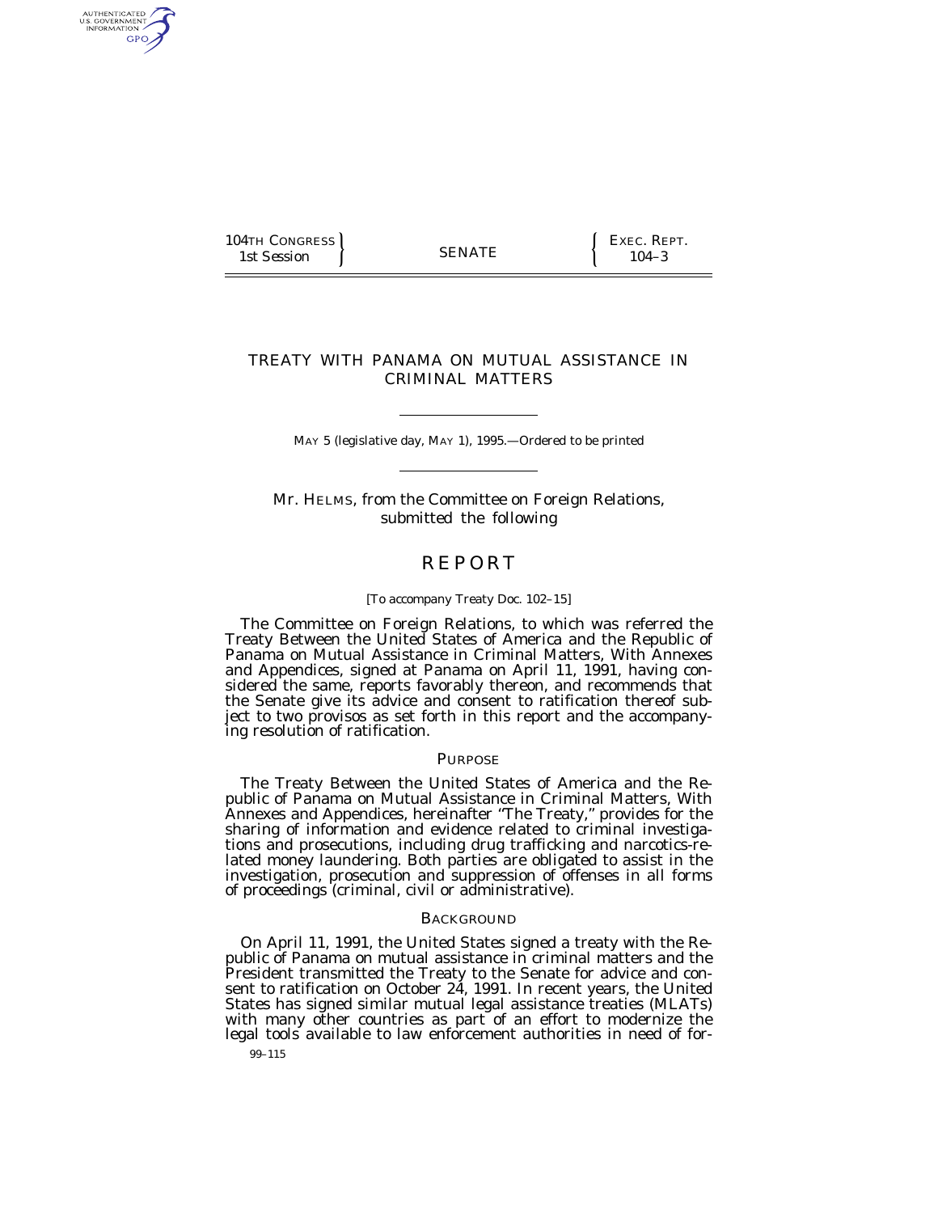104TH CONGRESS
1st Session

SENATE

EXEC. REPT.
104–3

# TREATY WITH PANAMA ON MUTUAL ASSISTANCE IN CRIMINAL MATTERS

MAY 5 (legislative day, MAY 1), 1995.—Ordered to be printed

Mr. HELMS, from the Committee on Foreign Relations, submitted the following

# REPORT

[To accompany Treaty Doc. 102–15]

The Committee on Foreign Relations, to which was referred the Treaty Between the United States of America and the Republic of Panama on Mutual Assistance in Criminal Matters, With Annexes and Appendices, signed at Panama on April 11, 1991, having considered the same, reports favorably thereon, and recommends that the Senate give its advice and consent to ratification thereof subject to two provisos as set forth in this report and the accompanying resolution of ratification.

## PURPOSE

The Treaty Between the United States of America and the Republic of Panama on Mutual Assistance in Criminal Matters, With Annexes and Appendices, hereinafter "The Treaty," provides for the sharing of information and evidence related to criminal investigations and prosecutions, including drug trafficking and narcotics-related money laundering. Both parties are obligated to assist in the investigation, prosecution and suppression of offenses in all forms of proceedings (criminal, civil or administrative).

## BACKGROUND

On April 11, 1991, the United States signed a treaty with the Republic of Panama on mutual assistance in criminal matters and the President transmitted the Treaty to the Senate for advice and consent to ratification on October 24, 1991. In recent years, the United States has signed similar mutual legal assistance treaties (MLATs) with many other countries as part of an effort to modernize the legal tools available to law enforcement authorities in need of for-

99–115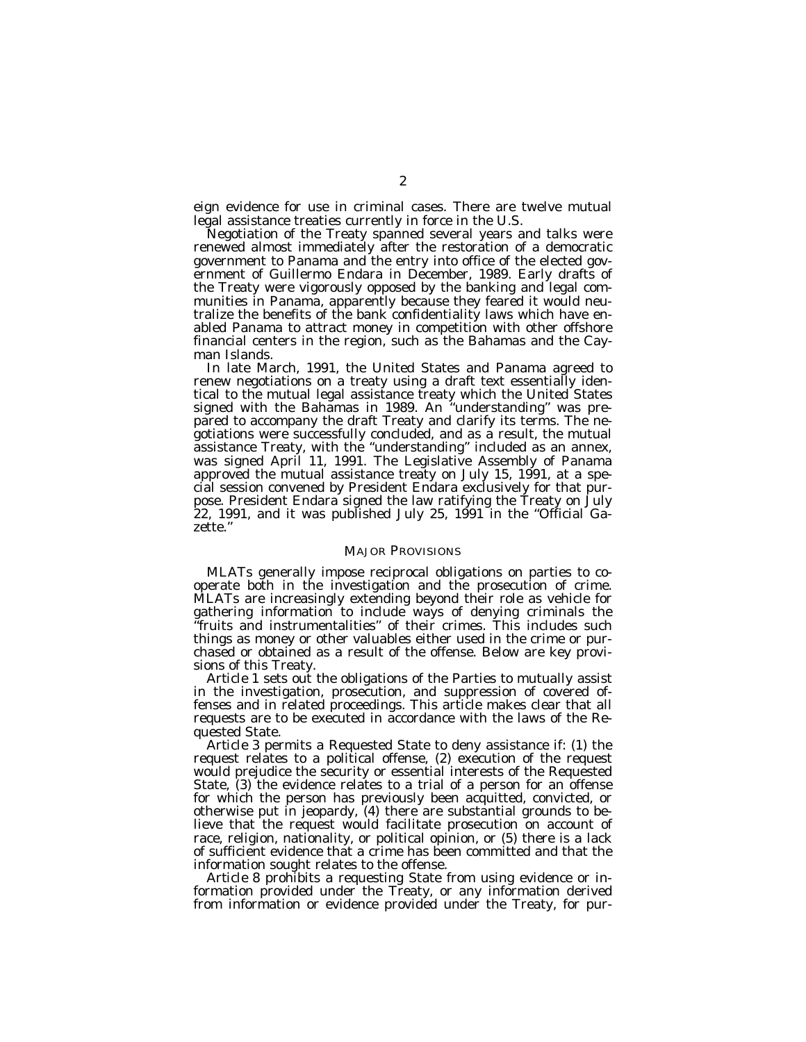eign evidence for use in criminal cases. There are twelve mutual legal assistance treaties currently in force in the U.S.

Negotiation of the Treaty spanned several years and talks were renewed almost immediately after the restoration of a democratic government to Panama and the entry into office of the elected government of Guillermo Endara in December, 1989. Early drafts of the Treaty were vigorously opposed by the banking and legal communities in Panama, apparently because they feared it would neutralize the benefits of the bank confidentiality laws which have enabled Panama to attract money in competition with other offshore financial centers in the region, such as the Bahamas and the Cayman Islands.

In late March, 1991, the United States and Panama agreed to renew negotiations on a treaty using a draft text essentially identical to the mutual legal assistance treaty which the United States signed with the Bahamas in 1989. An "understanding" was prepared to accompany the draft Treaty and clarify its terms. The negotiations were successfully concluded, and as a result, the mutual assistance Treaty, with the "understanding" included as an annex, was signed April 11, 1991. The Legislative Assembly of Panama approved the mutual assistance treaty on July 15, 1991, at a special session convened by President Endara exclusively for that purpose. President Endara signed the law ratifying the Treaty on July 22, 1991, and it was published July 25, 1991 in the "Official Gazette."

## MAJOR PROVISIONS

MLATs generally impose reciprocal obligations on parties to cooperate both in the investigation and the prosecution of crime. MLATs are increasingly extending beyond their role as vehicle for gathering information to include ways of denying criminals the "fruits and instrumentalities" of their crimes. This includes such things as money or other valuables either used in the crime or purchased or obtained as a result of the offense. Below are key provisions of this Treaty.

Article 1 sets out the obligations of the Parties to mutually assist in the investigation, prosecution, and suppression of covered offenses and in related proceedings. This article makes clear that all requests are to be executed in accordance with the laws of the Requested State.

Article 3 permits a Requested State to deny assistance if: (1) the request relates to a political offense, (2) execution of the request would prejudice the security or essential interests of the Requested State, (3) the evidence relates to a trial of a person for an offense for which the person has previously been acquitted, convicted, or otherwise put in jeopardy, (4) there are substantial grounds to believe that the request would facilitate prosecution on account of race, religion, nationality, or political opinion, or (5) there is a lack of sufficient evidence that a crime has been committed and that the information sought relates to the offense.

Article 8 prohibits a requesting State from using evidence or information provided under the Treaty, or any information derived from information or evidence provided under the Treaty, for pur-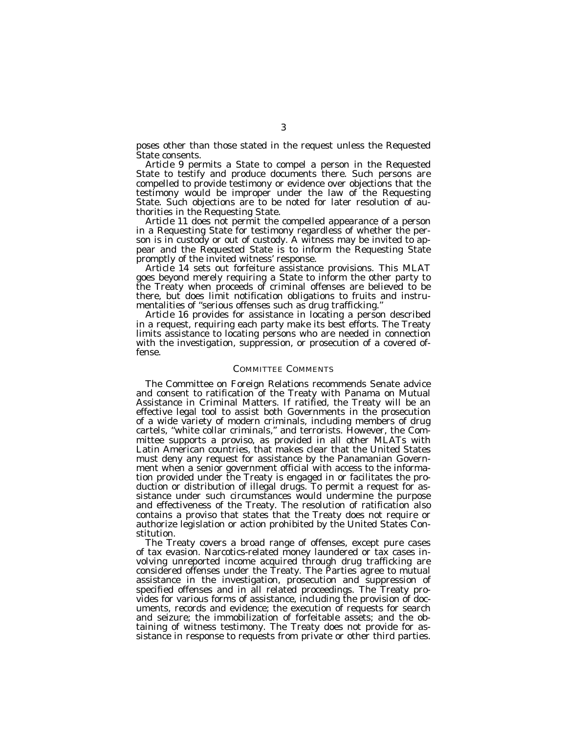poses other than those stated in the request unless the Requested State consents.

Article 9 permits a State to compel a person in the Requested State to testify and produce documents there. Such persons are compelled to provide testimony or evidence over objections that the testimony would be improper under the law of the Requesting State. Such objections are to be noted for later resolution of authorities in the Requesting State.

Article 11 does not permit the compelled appearance of a person in a Requesting State for testimony regardless of whether the person is in custody or out of custody. A witness may be invited to appear and the Requested State is to inform the Requesting State promptly of the invited witness' response.

Article 14 sets out forfeiture assistance provisions. This MLAT goes beyond merely requiring a State to inform the other party to the Treaty when proceeds of criminal offenses are believed to be there, but does limit notification obligations to fruits and instrumentalities of "serious offenses such as drug trafficking."

Article 16 provides for assistance in locating a person described in a request, requiring each party make its best efforts. The Treaty limits assistance to locating persons who are needed in connection with the investigation, suppression, or prosecution of a covered offense.

## COMMITTEE COMMENTS

The Committee on Foreign Relations recommends Senate advice and consent to ratification of the Treaty with Panama on Mutual Assistance in Criminal Matters. If ratified, the Treaty will be an effective legal tool to assist both Governments in the prosecution of a wide variety of modern criminals, including members of drug cartels, "white collar criminals," and terrorists. However, the Committee supports a proviso, as provided in all other MLATs with Latin American countries, that makes clear that the United States must deny any request for assistance by the Panamanian Government when a senior government official with access to the information provided under the Treaty is engaged in or facilitates the production or distribution of illegal drugs. To permit a request for assistance under such circumstances would undermine the purpose and effectiveness of the Treaty. The resolution of ratification also contains a proviso that states that the Treaty does not require or authorize legislation or action prohibited by the United States Constitution.

The Treaty covers a broad range of offenses, except pure cases of tax evasion. Narcotics-related money laundered or tax cases involving unreported income acquired through drug trafficking are considered offenses under the Treaty. The Parties agree to mutual assistance in the investigation, prosecution and suppression of specified offenses and in all related proceedings. The Treaty provides for various forms of assistance, including the provision of documents, records and evidence; the execution of requests for search and seizure; the immobilization of forfeitable assets; and the obtaining of witness testimony. The Treaty does not provide for assistance in response to requests from private or other third parties.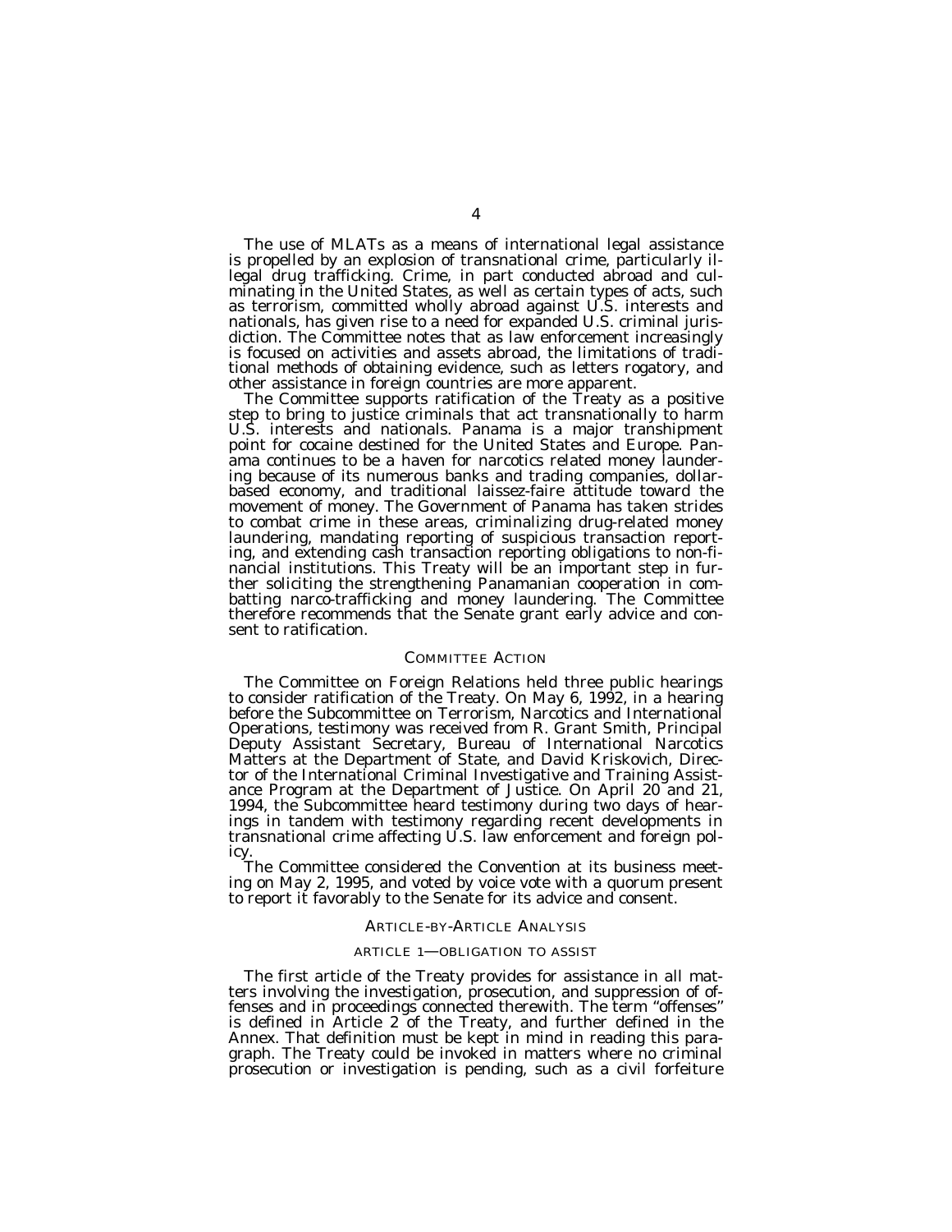The use of MLATs as a means of international legal assistance is propelled by an explosion of transnational crime, particularly illegal drug trafficking. Crime, in part conducted abroad and culminating in the United States, as well as certain types of acts, such as terrorism, committed wholly abroad against U.S. interests and nationals, has given rise to a need for expanded U.S. criminal jurisdiction. The Committee notes that as law enforcement increasingly is focused on activities and assets abroad, the limitations of traditional methods of obtaining evidence, such as letters rogatory, and other assistance in foreign countries are more apparent.

The Committee supports ratification of the Treaty as a positive step to bring to justice criminals that act transnationally to harm U.S. interests and nationals. Panama is a major transhipment point for cocaine destined for the United States and Europe. Panama continues to be a haven for narcotics related money laundering because of its numerous banks and trading companies, dollar-based economy, and traditional laissez-faire attitude toward the movement of money. The Government of Panama has taken strides to combat crime in these areas, criminalizing drug-related money laundering, mandating reporting of suspicious transaction reporting, and extending cash transaction reporting obligations to non-financial institutions. This Treaty will be an important step in further soliciting the strengthening Panamanian cooperation in combatting narco-trafficking and money laundering. The Committee therefore recommends that the Senate grant early advice and consent to ratification.

## Committee Action

The Committee on Foreign Relations held three public hearings to consider ratification of the Treaty. On May 6, 1992, in a hearing before the Subcommittee on Terrorism, Narcotics and International Operations, testimony was received from R. Grant Smith, Principal Deputy Assistant Secretary, Bureau of International Narcotics Matters at the Department of State, and David Kriskovich, Director of the International Criminal Investigative and Training Assistance Program at the Department of Justice. On April 20 and 21, 1994, the Subcommittee heard testimony during two days of hearings in tandem with testimony regarding recent developments in transnational crime affecting U.S. law enforcement and foreign policy.

The Committee considered the Convention at its business meeting on May 2, 1995, and voted by voice vote with a quorum present to report it favorably to the Senate for its advice and consent.

## Article-by-Article Analysis

### Article 1—Obligation to Assist

The first article of the Treaty provides for assistance in all matters involving the investigation, prosecution, and suppression of offenses and in proceedings connected therewith. The term "offenses" is defined in Article 2 of the Treaty, and further defined in the Annex. That definition must be kept in mind in reading this paragraph. The Treaty could be invoked in matters where no criminal prosecution or investigation is pending, such as a civil forfeiture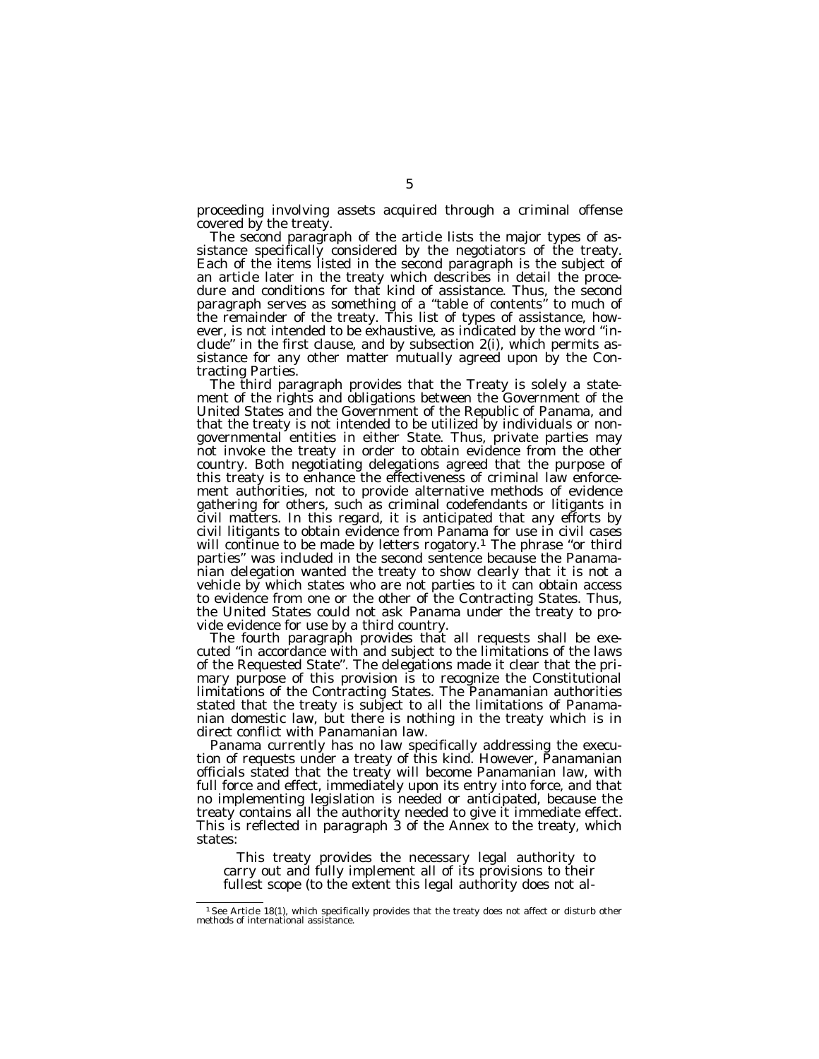proceeding involving assets acquired through a criminal offense covered by the treaty.

The second paragraph of the article lists the major types of assistance specifically considered by the negotiators of the treaty. Each of the items listed in the second paragraph is the subject of an article later in the treaty which describes in detail the procedure and conditions for that kind of assistance. Thus, the second paragraph serves as something of a "table of contents" to much of the remainder of the treaty. This list of types of assistance, however, is not intended to be exhaustive, as indicated by the word "include" in the first clause, and by subsection 2(i), which permits assistance for any other matter mutually agreed upon by the Contracting Parties.

The third paragraph provides that the Treaty is solely a statement of the rights and obligations between the Government of the United States and the Government of the Republic of Panama, and that the treaty is not intended to be utilized by individuals or nongovernmental entities in either State. Thus, private parties may not invoke the treaty in order to obtain evidence from the other country. Both negotiating delegations agreed that the purpose of this treaty is to enhance the effectiveness of criminal law enforcement authorities, not to provide alternative methods of evidence gathering for others, such as criminal codefendants or litigants in civil matters. In this regard, it is anticipated that any efforts by civil litigants to obtain evidence from Panama for use in civil cases will continue to be made by letters rogatory.[1] The phrase "or third parties" was included in the second sentence because the Panamanian delegation wanted the treaty to show clearly that it is not a vehicle by which states who are not parties to it can obtain access to evidence from one or the other of the Contracting States. Thus, the United States could not ask Panama under the treaty to provide evidence for use by a third country.

The fourth paragraph provides that all requests shall be executed "in accordance with and subject to the limitations of the laws of the Requested State". The delegations made it clear that the primary purpose of this provision is to recognize the Constitutional limitations of the Contracting States. The Panamanian authorities stated that the treaty is subject to all the limitations of Panamanian domestic law, but there is nothing in the treaty which is in direct conflict with Panamanian law.

Panama currently has no law specifically addressing the execution of requests under a treaty of this kind. However, Panamanian officials stated that the treaty will become Panamanian law, with full force and effect, immediately upon its entry into force, and that no implementing legislation is needed or anticipated, because the treaty contains all the authority needed to give it immediate effect. This is reflected in paragraph 3 of the Annex to the treaty, which states:

> This treaty provides the necessary legal authority to carry out and fully implement all of its provisions to their fullest scope (to the extent this legal authority does not al-

[1] See Article 18(1), which specifically provides that the treaty does not affect or disturb other methods of international assistance.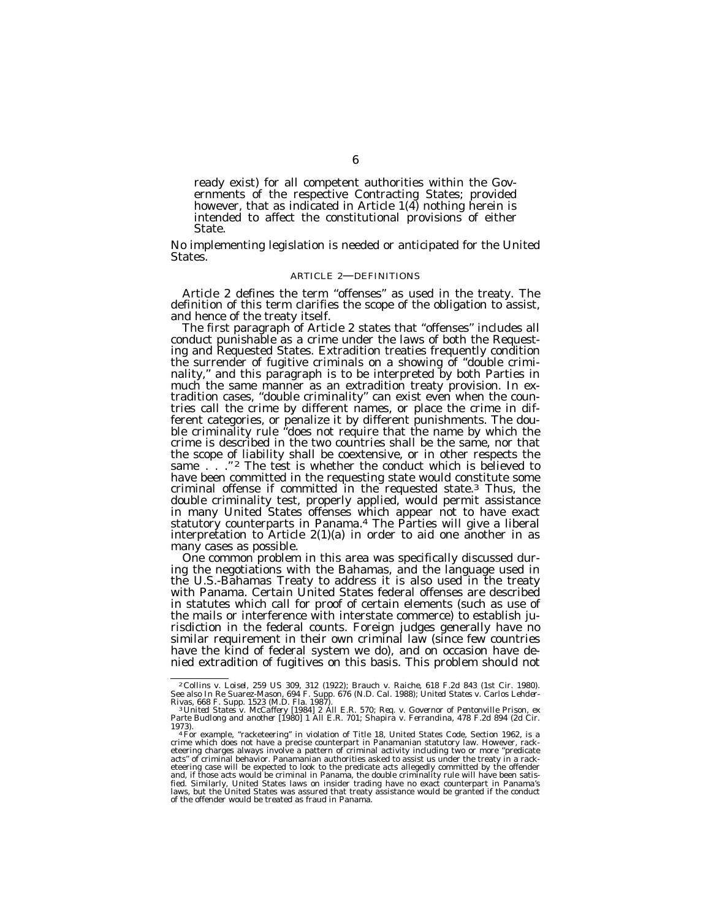ready exist) for all competent authorities within the Governments of the respective Contracting States; provided however, that as indicated in Article 1(4) nothing herein is intended to affect the constitutional provisions of either State.

No implementing legislation is needed or anticipated for the United States.

### ARTICLE 2—DEFINITIONS

Article 2 defines the term "offenses" as used in the treaty. The definition of this term clarifies the scope of the obligation to assist, and hence of the treaty itself.

The first paragraph of Article 2 states that "offenses" includes all conduct punishable as a crime under the laws of both the Requesting and Requested States. Extradition treaties frequently condition the surrender of fugitive criminals on a showing of "double criminality," and this paragraph is to be interpreted by both Parties in much the same manner as an extradition treaty provision. In extradition cases, "double criminality" can exist even when the countries call the crime by different names, or place the crime in different categories, or penalize it by different punishments. The double criminality rule "does not require that the name by which the crime is described in the two countries shall be the same, nor that the scope of liability shall be coextensive, or in other respects the same . . ."[2] The test is whether the conduct which is believed to have been committed in the requesting state would constitute some criminal offense if committed in the requested state.[3] Thus, the double criminality test, properly applied, would permit assistance in many United States offenses which appear not to have exact statutory counterparts in Panama.[4] The Parties will give a liberal interpretation to Article 2(1)(a) in order to aid one another in as many cases as possible.

One common problem in this area was specifically discussed during the negotiations with the Bahamas, and the language used in the U.S.-Bahamas Treaty to address it is also used in the treaty with Panama. Certain United States federal offenses are described in statutes which call for proof of certain elements (such as use of the mails or interference with interstate commerce) to establish jurisdiction in the federal counts. Foreign judges generally have no similar requirement in their own criminal law (since few countries have the kind of federal system we do), and on occasion have denied extradition of fugitives on this basis. This problem should not

---

[2] *Collins v. Loisel*, 259 US 309, 312 (1922); *Brauch v. Raiche*, 618 F.2d 843 (1st Cir. 1980). See also *In Re Suarez-Mason*, 694 F. Supp. 676 (N.D. Cal. 1988); *United States v. Carlos Lehder-Rivas*, 668 F. Supp. 1523 (M.D. Fla. 1987).

[3] *United States v. McCaffery* [1984] 2 All E.R. 570; *Req. v. Governor of Pentonville Prison, ex Parte Budlong and another* [1980] 1 All E.R. 701; *Shapira v. Ferrandina*, 478 F.2d 894 (2d Cir. 1973).

[4] For example, "racketeering" in violation of Title 18, United States Code, Section 1962, is a crime which does not have a precise counterpart in Panamanian statutory law. However, racketeering charges always involve a pattern of criminal activity including two or more "predicate acts" of criminal behavior. Panamanian authorities asked to assist us under the treaty in a racketeering case will be expected to look to the predicate acts allegedly committed by the offender and, if those acts would be criminal in Panama, the double criminality rule will have been satisfied. Similarly, United States laws on insider trading have no exact counterpart in Panama's laws, but the United States was assured that treaty assistance would be granted if the conduct of the offender would be treated as fraud in Panama.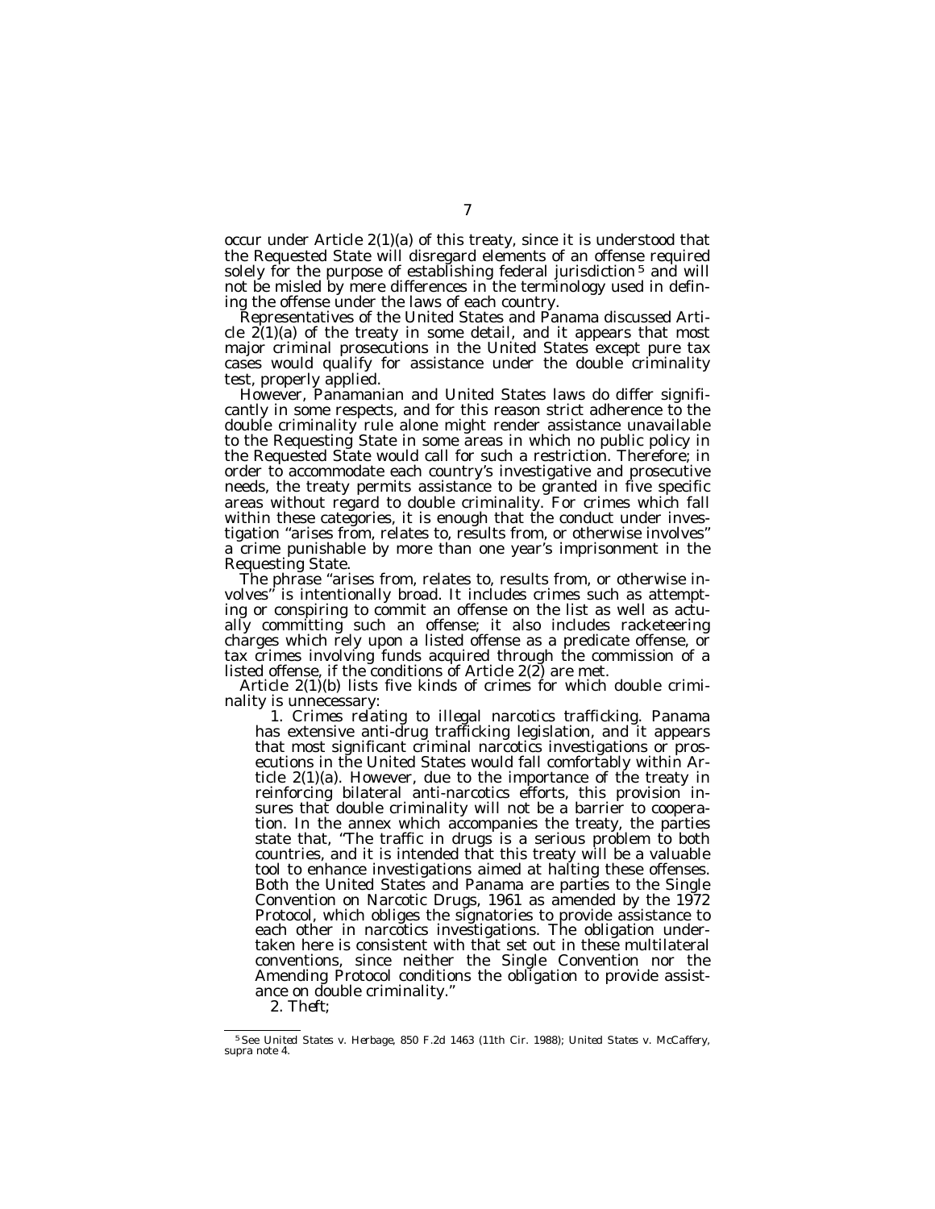occur under Article 2(1)(a) of this treaty, since it is understood that the Requested State will disregard elements of an offense required solely for the purpose of establishing federal jurisdiction [5] and will not be misled by mere differences in the terminology used in defining the offense under the laws of each country.

Representatives of the United States and Panama discussed Article 2(1)(a) of the treaty in some detail, and it appears that most major criminal prosecutions in the United States except pure tax cases would qualify for assistance under the double criminality test, properly applied.

However, Panamanian and United States laws do differ significantly in some respects, and for this reason strict adherence to the double criminality rule alone might render assistance unavailable to the Requesting State in some areas in which no public policy in the Requested State would call for such a restriction. Therefore; in order to accommodate each country's investigative and prosecutive needs, the treaty permits assistance to be granted in five specific areas without regard to double criminality. For crimes which fall within these categories, it is enough that the conduct under investigation "arises from, relates to, results from, or otherwise involves" a crime punishable by more than one year's imprisonment in the Requesting State.

The phrase "arises from, relates to, results from, or otherwise involves" is intentionally broad. It includes crimes such as attempting or conspiring to commit an offense on the list as well as actually committing such an offense; it also includes racketeering charges which rely upon a listed offense as a predicate offense, or tax crimes involving funds acquired through the commission of a listed offense, if the conditions of Article 2(2) are met.

Article 2(1)(b) lists five kinds of crimes for which double criminality is unnecessary:

1. *Crimes relating to illegal narcotics trafficking.* Panama has extensive anti-drug trafficking legislation, and it appears that most significant criminal narcotics investigations or prosecutions in the United States would fall comfortably within Article 2(1)(a). However, due to the importance of the treaty in reinforcing bilateral anti-narcotics efforts, this provision insures that double criminality will not be a barrier to cooperation. In the annex which accompanies the treaty, the parties state that, "The traffic in drugs is a serious problem to both countries, and it is intended that this treaty will be a valuable tool to enhance investigations aimed at halting these offenses. Both the United States and Panama are parties to the Single Convention on Narcotic Drugs, 1961 as amended by the 1972 Protocol, which obliges the signatories to provide assistance to each other in narcotics investigations. The obligation undertaken here is consistent with that set out in these multilateral conventions, since neither the Single Convention nor the Amending Protocol conditions the obligation to provide assistance on double criminality."

2. *Theft;*

---

[5] See *United States* v. *Herbage,* 850 F.2d 1463 (11th Cir. 1988); *United States* v. *McCaffery, supra* note 4.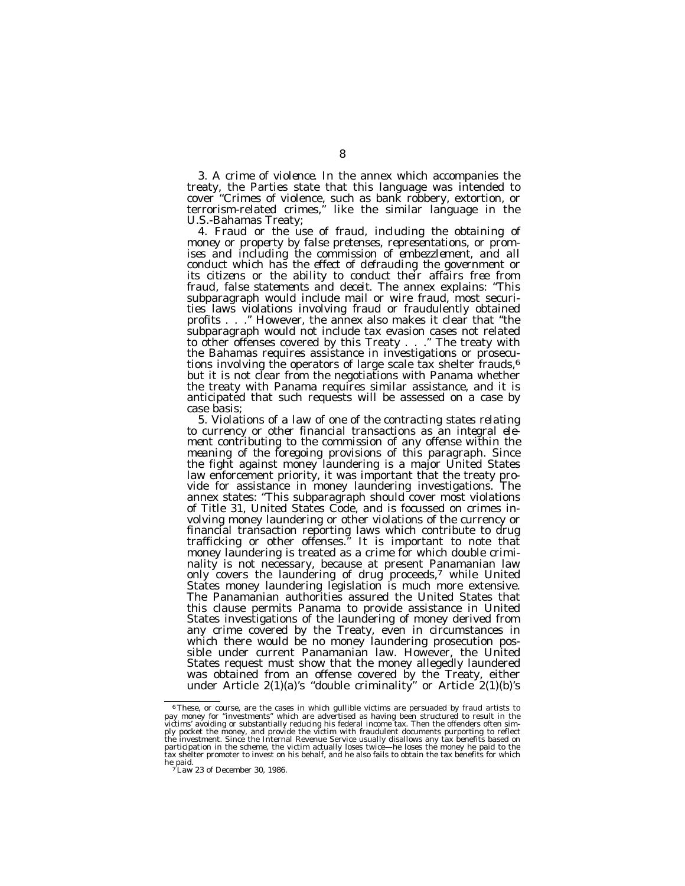3. *A crime of violence.* In the annex which accompanies the treaty, the Parties state that this language was intended to cover "Crimes of violence, such as bank robbery, extortion, or terrorism-related crimes," like the similar language in the U.S.-Bahamas Treaty;

4. *Fraud or the use of fraud, including the obtaining of money or property by false pretenses, representations, or promises and including the commission of embezzlement, and all conduct which has the effect of defrauding the government or its citizens or the ability to conduct their affairs free from fraud, false statements and deceit.* The annex explains: "This subparagraph would include mail or wire fraud, most securities laws violations involving fraud or fraudulently obtained profits . . ." However, the annex also makes it clear that "the subparagraph would not include tax evasion cases not related to other offenses covered by this Treaty . . ." The treaty with the Bahamas requires assistance in investigations or prosecutions involving the operators of large scale tax shelter frauds,[6] but it is not clear from the negotiations with Panama whether the treaty with Panama requires similar assistance, and it is anticipated that such requests will be assessed on a case by case basis;

5. *Violations of a law of one of the contracting states relating to currency or other financial transactions as an integral element contributing to the commission of any offense within the meaning of the foregoing provisions of this paragraph.* Since the fight against money laundering is a major United States law enforcement priority, it was important that the treaty provide for assistance in money laundering investigations. The annex states: "This subparagraph should cover most violations of Title 31, United States Code, and is focussed on crimes involving money laundering or other violations of the currency or financial transaction reporting laws which contribute to drug trafficking or other offenses." It is important to note that money laundering is treated as a crime for which double criminality is not necessary, because at present Panamanian law only covers the laundering of drug proceeds,[7] while United States money laundering legislation is much more extensive. The Panamanian authorities assured the United States that this clause permits Panama to provide assistance in United States investigations of the laundering of money derived from any crime covered by the Treaty, even in circumstances in which there would be no money laundering prosecution possible under current Panamanian law. However, the United States request must show that the money allegedly laundered was obtained from an offense covered by the Treaty, either under Article 2(1)(a)'s "double criminality" or Article 2(1)(b)'s

---

[6] These, or course, are the cases in which gullible victims are persuaded by fraud artists to pay money for "investments" which are advertised as having been structured to result in the victims' avoiding or substantially reducing his federal income tax. Then the offenders often simply pocket the money, and provide the victim with fraudulent documents purporting to reflect the investment. Since the Internal Revenue Service usually disallows any tax benefits based on participation in the scheme, the victim actually loses twice—he loses the money he paid to the tax shelter promoter to invest on his behalf, and he also fails to obtain the tax benefits for which he paid.

[7] Law 23 of December 30, 1986.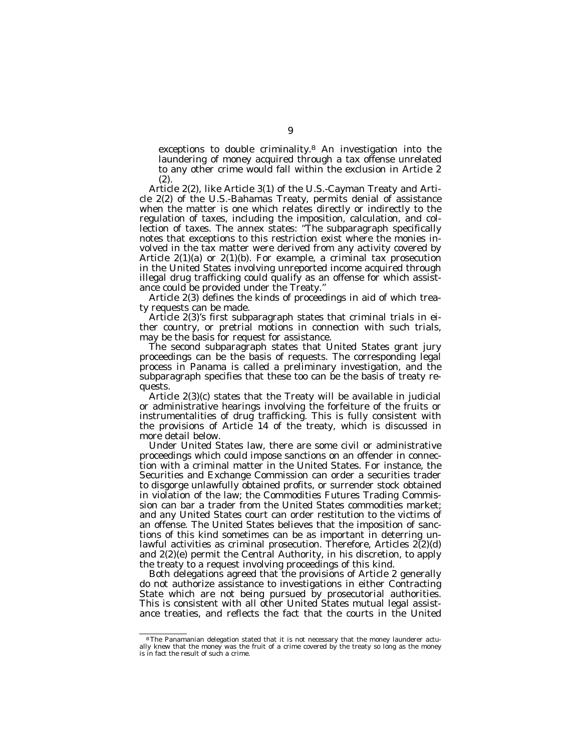exceptions to double criminality.[8] An investigation into the laundering of money acquired through a tax offense unrelated to any other crime would fall within the exclusion in Article 2 (2).

Article 2(2), like Article 3(1) of the U.S.-Cayman Treaty and Article 2(2) of the U.S.-Bahamas Treaty, permits denial of assistance when the matter is one which relates directly or indirectly to the regulation of taxes, including the imposition, calculation, and collection of taxes. The annex states: "The subparagraph specifically notes that exceptions to this restriction exist where the monies involved in the tax matter were derived from any activity covered by Article 2(1)(a) or 2(1)(b). For example, a criminal tax prosecution in the United States involving unreported income acquired through illegal drug trafficking could qualify as an offense for which assistance could be provided under the Treaty."

Article 2(3) defines the kinds of proceedings in aid of which treaty requests can be made.

Article 2(3)'s first subparagraph states that criminal trials in either country, or pretrial motions in connection with such trials, may be the basis for request for assistance.

The second subparagraph states that United States grant jury proceedings can be the basis of requests. The corresponding legal process in Panama is called a preliminary investigation, and the subparagraph specifies that these too can be the basis of treaty requests.

Article 2(3)(c) states that the Treaty will be available in judicial or administrative hearings involving the forfeiture of the fruits or instrumentalities of drug trafficking. This is fully consistent with the provisions of Article 14 of the treaty, which is discussed in more detail below.

Under United States law, there are some civil or administrative proceedings which could impose sanctions on an offender in connection with a criminal matter in the United States. For instance, the Securities and Exchange Commission can order a securities trader to disgorge unlawfully obtained profits, or surrender stock obtained in violation of the law; the Commodities Futures Trading Commission can bar a trader from the United States commodities market; and any United States court can order restitution to the victims of an offense. The United States believes that the imposition of sanctions of this kind sometimes can be as important in deterring unlawful activities as criminal prosecution. Therefore, Articles 2(2)(d) and 2(2)(e) permit the Central Authority, in his discretion, to apply the treaty to a request involving proceedings of this kind.

Both delegations agreed that the provisions of Article 2 generally do not authorize assistance to investigations in either Contracting State which are not being pursued by prosecutorial authorities. This is consistent with all other United States mutual legal assistance treaties, and reflects the fact that the courts in the United

---

[8] The Panamanian delegation stated that it is not necessary that the money launderer actually knew that the money was the fruit of a crime covered by the treaty so long as the money is in fact the result of such a crime.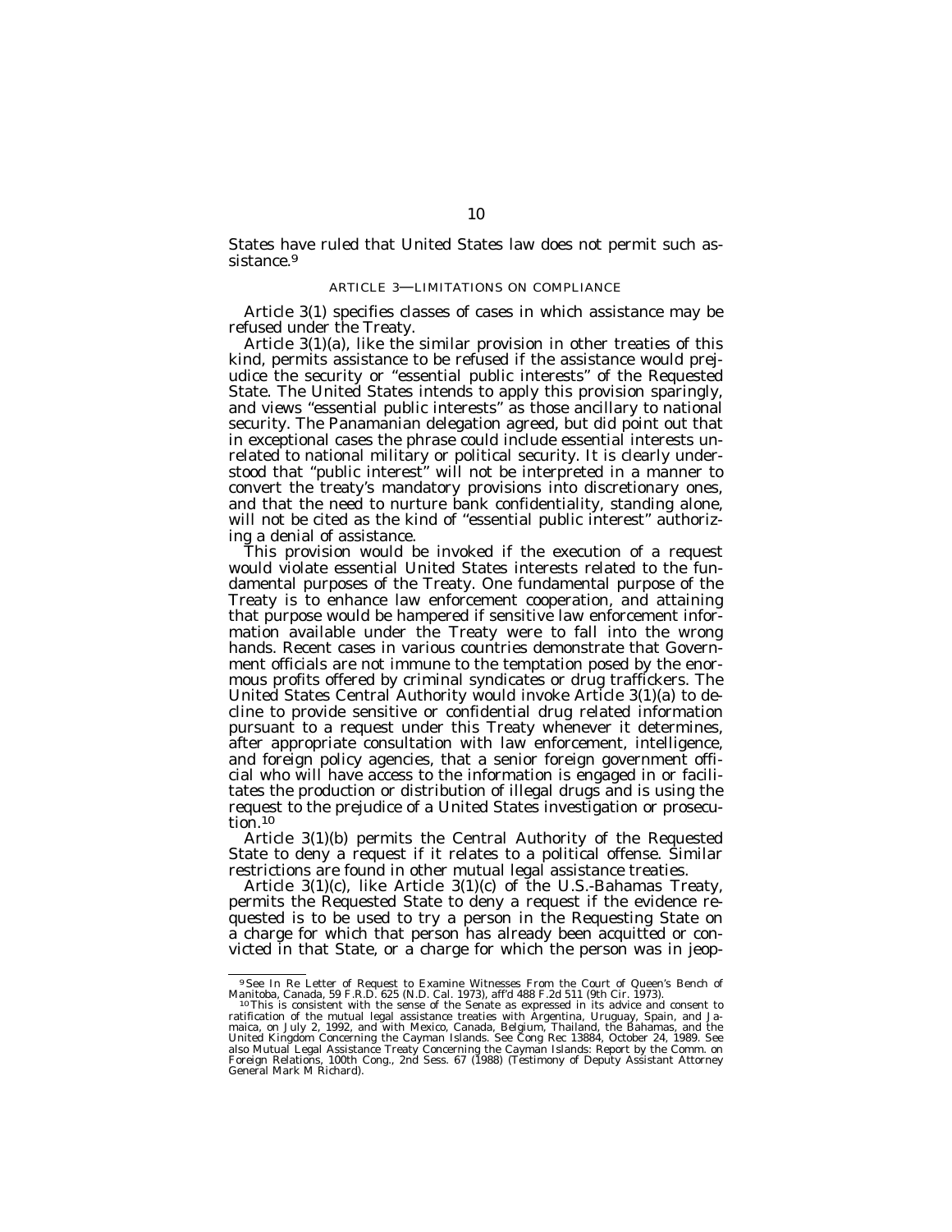States have ruled that United States law does not permit such assistance.[9]

### ARTICLE 3—LIMITATIONS ON COMPLIANCE

Article 3(1) specifies classes of cases in which assistance may be refused under the Treaty.

Article 3(1)(a), like the similar provision in other treaties of this kind, permits assistance to be refused if the assistance would prejudice the security or "essential public interests" of the Requested State. The United States intends to apply this provision sparingly, and views "essential public interests" as those ancillary to national security. The Panamanian delegation agreed, but did point out that in exceptional cases the phrase could include essential interests unrelated to national military or political security. It is clearly understood that "public interest" will not be interpreted in a manner to convert the treaty's mandatory provisions into discretionary ones, and that the need to nurture bank confidentiality, standing alone, will not be cited as the kind of "essential public interest" authorizing a denial of assistance.

This provision would be invoked if the execution of a request would violate essential United States interests related to the fundamental purposes of the Treaty. One fundamental purpose of the Treaty is to enhance law enforcement cooperation, and attaining that purpose would be hampered if sensitive law enforcement information available under the Treaty were to fall into the wrong hands. Recent cases in various countries demonstrate that Government officials are not immune to the temptation posed by the enormous profits offered by criminal syndicates or drug traffickers. The United States Central Authority would invoke Article 3(1)(a) to decline to provide sensitive or confidential drug related information pursuant to a request under this Treaty whenever it determines, after appropriate consultation with law enforcement, intelligence, and foreign policy agencies, that a senior foreign government official who will have access to the information is engaged in or facilitates the production or distribution of illegal drugs and is using the request to the prejudice of a United States investigation or prosecution.[10]

Article 3(1)(b) permits the Central Authority of the Requested State to deny a request if it relates to a political offense. Similar restrictions are found in other mutual legal assistance treaties.

Article 3(1)(c), like Article 3(1)(c) of the U.S.-Bahamas Treaty, permits the Requested State to deny a request if the evidence requested is to be used to try a person in the Requesting State on a charge for which that person has already been acquitted or convicted in that State, or a charge for which the person was in jeop-

---

[9] See In Re Letter of Request to Examine Witnesses From the Court of Queen's Bench of Manitoba, Canada, 59 F.R.D. 625 (N.D. Cal. 1973), aff'd 488 F.2d 511 (9th Cir. 1973).

[10] This is consistent with the sense of the Senate as expressed in its advice and consent to ratification of the mutual legal assistance treaties with Argentina, Uruguay, Spain, and Jamaica, on July 2, 1992, and with Mexico, Canada, Belgium, Thailand, the Bahamas, and the United Kingdom Concerning the Cayman Islands. See Cong Rec 13884, October 24, 1989. See also Mutual Legal Assistance Treaty Concerning the Cayman Islands: Report by the Comm. on Foreign Relations, 100th Cong., 2nd Sess. 67 (1988) (Testimony of Deputy Assistant Attorney General Mark M Richard).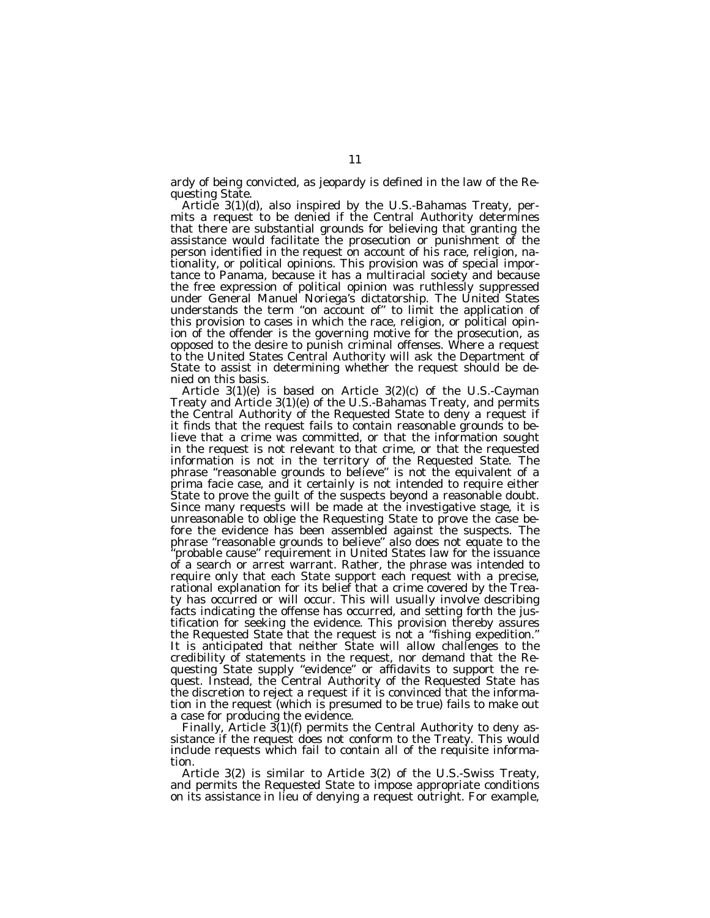ardy of being convicted, as jeopardy is defined in the law of the Requesting State.

Article 3(1)(d), also inspired by the U.S.-Bahamas Treaty, permits a request to be denied if the Central Authority determines that there are substantial grounds for believing that granting the assistance would facilitate the prosecution or punishment of the person identified in the request on account of his race, religion, nationality, or political opinions. This provision was of special importance to Panama, because it has a multiracial society and because the free expression of political opinion was ruthlessly suppressed under General Manuel Noriega's dictatorship. The United States understands the term "on account of" to limit the application of this provision to cases in which the race, religion, or political opinion of the offender is the governing motive for the prosecution, as opposed to the desire to punish criminal offenses. Where a request to the United States Central Authority will ask the Department of State to assist in determining whether the request should be denied on this basis.

Article 3(1)(e) is based on Article 3(2)(c) of the U.S.-Cayman Treaty and Article 3(1)(e) of the U.S.-Bahamas Treaty, and permits the Central Authority of the Requested State to deny a request if it finds that the request fails to contain reasonable grounds to believe that a crime was committed, or that the information sought in the request is not relevant to that crime, or that the requested information is not in the territory of the Requested State. The phrase "reasonable grounds to believe" is not the equivalent of a prima facie case, and it certainly is not intended to require either State to prove the guilt of the suspects beyond a reasonable doubt. Since many requests will be made at the investigative stage, it is unreasonable to oblige the Requesting State to prove the case before the evidence has been assembled against the suspects. The phrase "reasonable grounds to believe" also does not equate to the "probable cause" requirement in United States law for the issuance of a search or arrest warrant. Rather, the phrase was intended to require only that each State support each request with a precise, rational explanation for its belief that a crime covered by the Treaty has occurred or will occur. This will usually involve describing facts indicating the offense has occurred, and setting forth the justification for seeking the evidence. This provision thereby assures the Requested State that the request is not a "fishing expedition." It is anticipated that neither State will allow challenges to the credibility of statements in the request, nor demand that the Requesting State supply "evidence" or affidavits to support the request. Instead, the Central Authority of the Requested State has the discretion to reject a request if it is convinced that the information in the request (which is presumed to be true) fails to make out a case for producing the evidence.

Finally, Article 3(1)(f) permits the Central Authority to deny assistance if the request does not conform to the Treaty. This would include requests which fail to contain all of the requisite information.

Article 3(2) is similar to Article 3(2) of the U.S.-Swiss Treaty, and permits the Requested State to impose appropriate conditions on its assistance in lieu of denying a request outright. For example,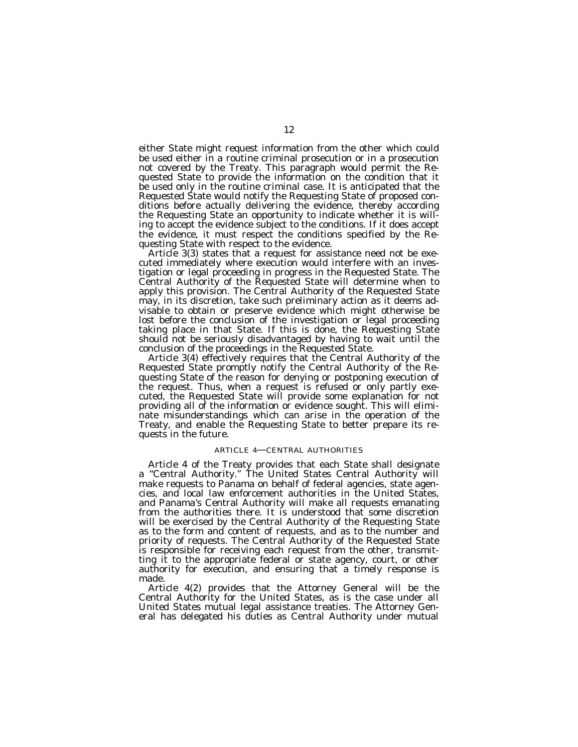either State might request information from the other which could be used either in a routine criminal prosecution or in a prosecution not covered by the Treaty. This paragraph would permit the Requested State to provide the information on the condition that it be used only in the routine criminal case. It is anticipated that the Requested State would notify the Requesting State of proposed conditions before actually delivering the evidence, thereby according the Requesting State an opportunity to indicate whether it is willing to accept the evidence subject to the conditions. If it does accept the evidence, it must respect the conditions specified by the Requesting State with respect to the evidence.

Article 3(3) states that a request for assistance need not be executed immediately where execution would interfere with an investigation or legal proceeding in progress in the Requested State. The Central Authority of the Requested State will determine when to apply this provision. The Central Authority of the Requested State may, in its discretion, take such preliminary action as it deems advisable to obtain or preserve evidence which might otherwise be lost before the conclusion of the investigation or legal proceeding taking place in that State. If this is done, the Requesting State should not be seriously disadvantaged by having to wait until the conclusion of the proceedings in the Requested State.

Article 3(4) effectively requires that the Central Authority of the Requested State promptly notify the Central Authority of the Requesting State of the reason for denying or postponing execution of the request. Thus, when a request is refused or only partly executed, the Requested State will provide some explanation for not providing all of the information or evidence sought. This will eliminate misunderstandings which can arise in the operation of the Treaty, and enable the Requesting State to better prepare its requests in the future.

## ARTICLE 4—CENTRAL AUTHORITIES

Article 4 of the Treaty provides that each State shall designate a "Central Authority." The United States Central Authority will make requests to Panama on behalf of federal agencies, state agencies, and local law enforcement authorities in the United States, and Panama's Central Authority will make all requests emanating from the authorities there. It is understood that some discretion will be exercised by the Central Authority of the Requesting State as to the form and content of requests, and as to the number and priority of requests. The Central Authority of the Requested State is responsible for receiving each request from the other, transmitting it to the appropriate federal or state agency, court, or other authority for execution, and ensuring that a timely response is made.

Article 4(2) provides that the Attorney General will be the Central Authority for the United States, as is the case under all United States mutual legal assistance treaties. The Attorney General has delegated his duties as Central Authority under mutual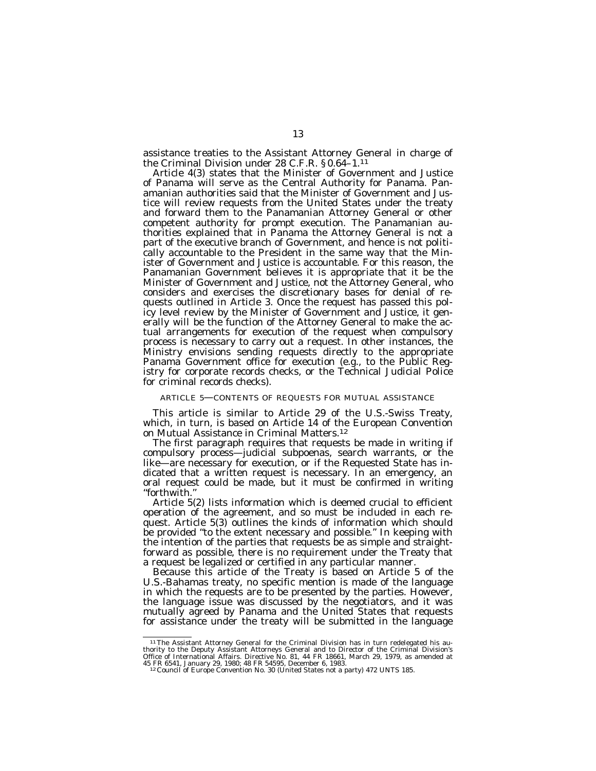assistance treaties to the Assistant Attorney General in charge of the Criminal Division under 28 C.F.R. § 0.64–1.[11]

Article 4(3) states that the Minister of Government and Justice of Panama will serve as the Central Authority for Panama. Panamanian authorities said that the Minister of Government and Justice will review requests from the United States under the treaty and forward them to the Panamanian Attorney General or other competent authority for prompt execution. The Panamanian authorities explained that in Panama the Attorney General is not a part of the executive branch of Government, and hence is not politically accountable to the President in the same way that the Minister of Government and Justice is accountable. For this reason, the Panamanian Government believes it is appropriate that it be the Minister of Government and Justice, not the Attorney General, who considers and exercises the discretionary bases for denial of requests outlined in Article 3. Once the request has passed this policy level review by the Minister of Government and Justice, it generally will be the function of the Attorney General to make the actual arrangements for execution of the request when compulsory process is necessary to carry out a request. In other instances, the Ministry envisions sending requests directly to the appropriate Panama Government office for execution (e.g., to the Public Registry for corporate records checks, or the Technical Judicial Police for criminal records checks).

### ARTICLE 5—CONTENTS OF REQUESTS FOR MUTUAL ASSISTANCE

This article is similar to Article 29 of the U.S.-Swiss Treaty, which, in turn, is based on Article 14 of the European Convention on Mutual Assistance in Criminal Matters.[12]

The first paragraph requires that requests be made in writing if compulsory process—judicial subpoenas, search warrants, or the like—are necessary for execution, or if the Requested State has indicated that a written request is necessary. In an emergency, an oral request could be made, but it must be confirmed in writing "forthwith."

Article 5(2) lists information which is deemed crucial to efficient operation of the agreement, and so must be included in each request. Article 5(3) outlines the kinds of information which should be provided "to the extent necessary and possible." In keeping with the intention of the parties that requests be as simple and straightforward as possible, there is no requirement under the Treaty that a request be legalized or certified in any particular manner.

Because this article of the Treaty is based on Article 5 of the U.S.-Bahamas treaty, no specific mention is made of the language in which the requests are to be presented by the parties. However, the language issue was discussed by the negotiators, and it was mutually agreed by Panama and the United States that requests for assistance under the treaty will be submitted in the language

---

[11] The Assistant Attorney General for the Criminal Division has in turn redelegated his authority to the Deputy Assistant Attorneys General and to Director of the Criminal Division's Office of International Affairs. Directive No. 81, 44 FR 18661, March 29, 1979, as amended at 45 FR 6541, January 29, 1980; 48 FR 54595, December 6, 1983.

[12] Council of Europe Convention No. 30 (United States not a party) 472 UNTS 185.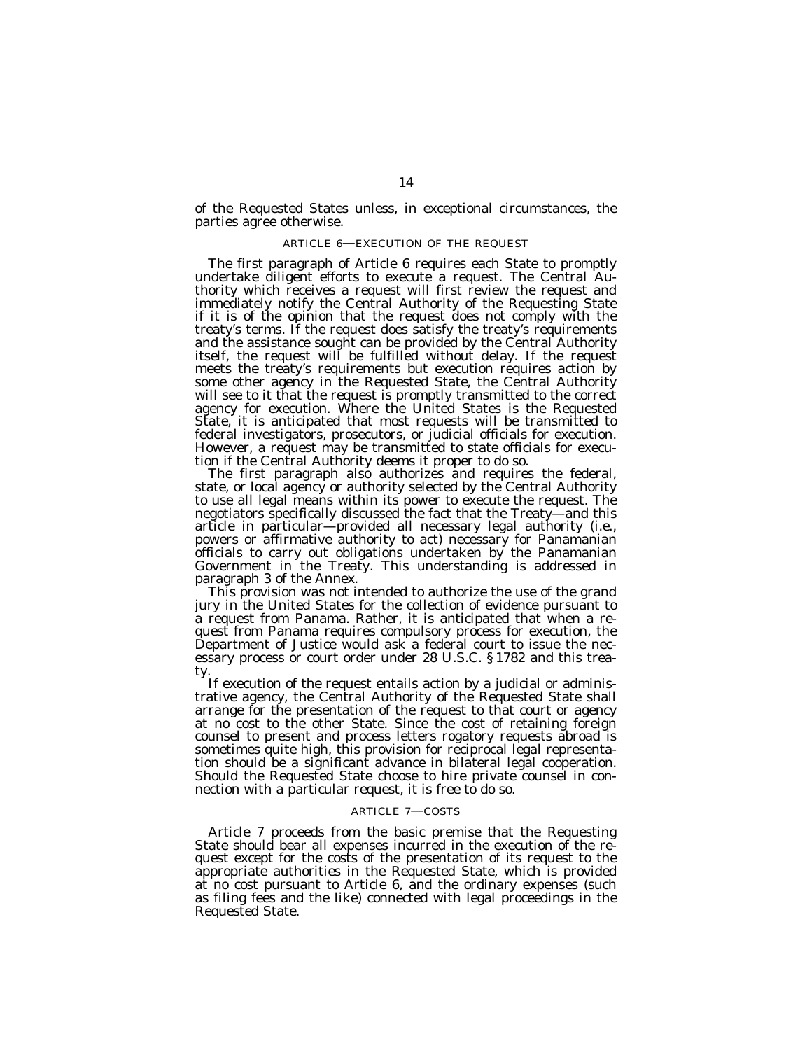of the Requested States unless, in exceptional circumstances, the parties agree otherwise.

### ARTICLE 6—EXECUTION OF THE REQUEST

The first paragraph of Article 6 requires each State to promptly undertake diligent efforts to execute a request. The Central Authority which receives a request will first review the request and immediately notify the Central Authority of the Requesting State if it is of the opinion that the request does not comply with the treaty's terms. If the request does satisfy the treaty's requirements and the assistance sought can be provided by the Central Authority itself, the request will be fulfilled without delay. If the request meets the treaty's requirements but execution requires action by some other agency in the Requested State, the Central Authority will see to it that the request is promptly transmitted to the correct agency for execution. Where the United States is the Requested State, it is anticipated that most requests will be transmitted to federal investigators, prosecutors, or judicial officials for execution. However, a request may be transmitted to state officials for execution if the Central Authority deems it proper to do so.

The first paragraph also authorizes and requires the federal, state, or local agency or authority selected by the Central Authority to use all legal means within its power to execute the request. The negotiators specifically discussed the fact that the Treaty—and this article in particular—provided all necessary legal authority (i.e., powers or affirmative authority to act) necessary for Panamanian officials to carry out obligations undertaken by the Panamanian Government in the Treaty. This understanding is addressed in paragraph 3 of the Annex.

This provision was not intended to authorize the use of the grand jury in the United States for the collection of evidence pursuant to a request from Panama. Rather, it is anticipated that when a request from Panama requires compulsory process for execution, the Department of Justice would ask a federal court to issue the necessary process or court order under 28 U.S.C. § 1782 and this treaty.

If execution of the request entails action by a judicial or administrative agency, the Central Authority of the Requested State shall arrange for the presentation of the request to that court or agency at no cost to the other State. Since the cost of retaining foreign counsel to present and process letters rogatory requests abroad is sometimes quite high, this provision for reciprocal legal representation should be a significant advance in bilateral legal cooperation. Should the Requested State choose to hire private counsel in connection with a particular request, it is free to do so.

### ARTICLE 7—COSTS

Article 7 proceeds from the basic premise that the Requesting State should bear all expenses incurred in the execution of the request except for the costs of the presentation of its request to the appropriate authorities in the Requested State, which is provided at no cost pursuant to Article 6, and the ordinary expenses (such as filing fees and the like) connected with legal proceedings in the Requested State.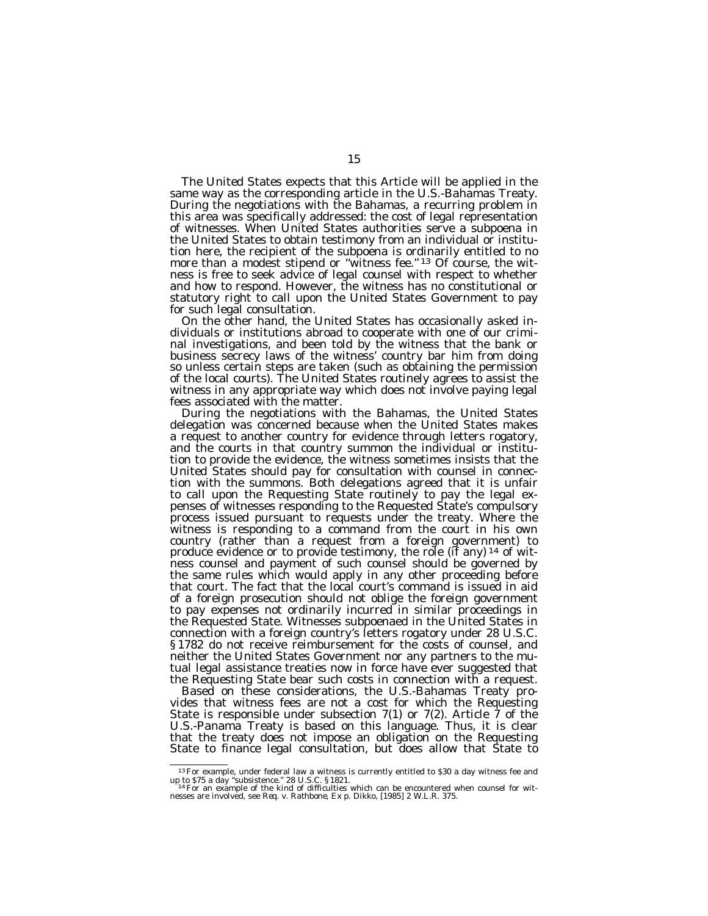The United States expects that this Article will be applied in the same way as the corresponding article in the U.S.-Bahamas Treaty. During the negotiations with the Bahamas, a recurring problem in this area was specifically addressed: the cost of legal representation of witnesses. When United States authorities serve a subpoena in the United States to obtain testimony from an individual or institution here, the recipient of the subpoena is ordinarily entitled to no more than a modest stipend or "witness fee."[13] Of course, the witness is free to seek advice of legal counsel with respect to whether and how to respond. However, the witness has no constitutional or statutory right to call upon the United States Government to pay for such legal consultation.

On the other hand, the United States has occasionally asked individuals or institutions abroad to cooperate with one of our criminal investigations, and been told by the witness that the bank or business secrecy laws of the witness' country bar him from doing so unless certain steps are taken (such as obtaining the permission of the local courts). The United States routinely agrees to assist the witness in any appropriate way which does not involve paying legal fees associated with the matter.

During the negotiations with the Bahamas, the United States delegation was concerned because when the United States makes a request to another country for evidence through letters rogatory, and the courts in that country summon the individual or institution to provide the evidence, the witness sometimes insists that the United States should pay for consultation with counsel in connection with the summons. Both delegations agreed that it is unfair to call upon the Requesting State routinely to pay the legal expenses of witnesses responding to the Requested State's compulsory process issued pursuant to requests under the treaty. Where the witness is responding to a command from the court in his own country (rather than a request from a foreign government) to produce evidence or to provide testimony, the role (if any)[14] of witness counsel and payment of such counsel should be governed by the same rules which would apply in any other proceeding before that court. The fact that the local court's command is issued in aid of a foreign prosecution should not oblige the foreign government to pay expenses not ordinarily incurred in similar proceedings in the Requested State. Witnesses subpoenaed in the United States in connection with a foreign country's letters rogatory under 28 U.S.C. § 1782 do not receive reimbursement for the costs of counsel, and neither the United States Government nor any partners to the mutual legal assistance treaties now in force have ever suggested that the Requesting State bear such costs in connection with a request.

Based on these considerations, the U.S.-Bahamas Treaty provides that witness fees are not a cost for which the Requesting State is responsible under subsection 7(1) or 7(2). Article 7 of the U.S.-Panama Treaty is based on this language. Thus, it is clear that the treaty does not impose an obligation on the Requesting State to finance legal consultation, but does allow that State to

---

[13] For example, under federal law a witness is currently entitled to $30 a day witness fee and up to $75 a day "subsistence." 28 U.S.C. § 1821.

[14] For an example of the kind of difficulties which can be encountered when counsel for witnesses are involved, see *Req. v. Rathbone, Ex p. Dikko*, [1985] 2 W.L.R. 375.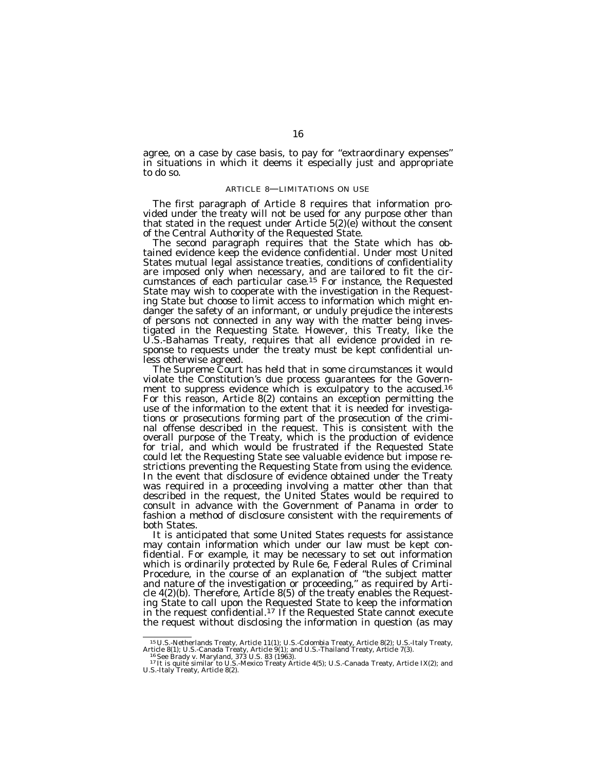agree, on a case by case basis, to pay for "extraordinary expenses" in situations in which it deems it especially just and appropriate to do so.

### ARTICLE 8—LIMITATIONS ON USE

The first paragraph of Article 8 requires that information provided under the treaty will not be used for any purpose other than that stated in the request under Article 5(2)(e) without the consent of the Central Authority of the Requested State.

The second paragraph requires that the State which has obtained evidence keep the evidence confidential. Under most United States mutual legal assistance treaties, conditions of confidentiality are imposed only when necessary, and are tailored to fit the circumstances of each particular case.[15] For instance, the Requested State may wish to cooperate with the investigation in the Requesting State but choose to limit access to information which might endanger the safety of an informant, or unduly prejudice the interests of persons not connected in any way with the matter being investigated in the Requesting State. However, this Treaty, like the U.S.-Bahamas Treaty, requires that all evidence provided in response to requests under the treaty must be kept confidential unless otherwise agreed.

The Supreme Court has held that in some circumstances it would violate the Constitution's due process guarantees for the Government to suppress evidence which is exculpatory to the accused.[16] For this reason, Article 8(2) contains an exception permitting the use of the information to the extent that it is needed for investigations or prosecutions forming part of the prosecution of the criminal offense described in the request. This is consistent with the overall purpose of the Treaty, which is the production of evidence for trial, and which would be frustrated if the Requested State could let the Requesting State see valuable evidence but impose restrictions preventing the Requesting State from using the evidence. In the event that disclosure of evidence obtained under the Treaty was required in a proceeding involving a matter other than that described in the request, the United States would be required to consult in advance with the Government of Panama in order to fashion a method of disclosure consistent with the requirements of both States.

It is anticipated that some United States requests for assistance may contain information which under our law must be kept confidential. For example, it may be necessary to set out information which is ordinarily protected by Rule 6e, Federal Rules of Criminal Procedure, in the course of an explanation of "the subject matter and nature of the investigation or proceeding," as required by Article 4(2)(b). Therefore, Article 8(5) of the treaty enables the Requesting State to call upon the Requested State to keep the information in the request confidential.[17] If the Requested State cannot execute the request without disclosing the information in question (as may

---

[15] U.S.-Netherlands Treaty, Article 11(1); U.S.-Colombia Treaty, Article 8(2); U.S.-Italy Treaty, Article 8(1); U.S.-Canada Treaty, Article 9(1); and U.S.-Thailand Treaty, Article 7(3).

[16] See Brady v. Maryland, 373 U.S. 83 (1963).

[17] It is quite similar to U.S.-Mexico Treaty Article 4(5); U.S.-Canada Treaty, Article IX(2); and U.S.-Italy Treaty, Article 8(2).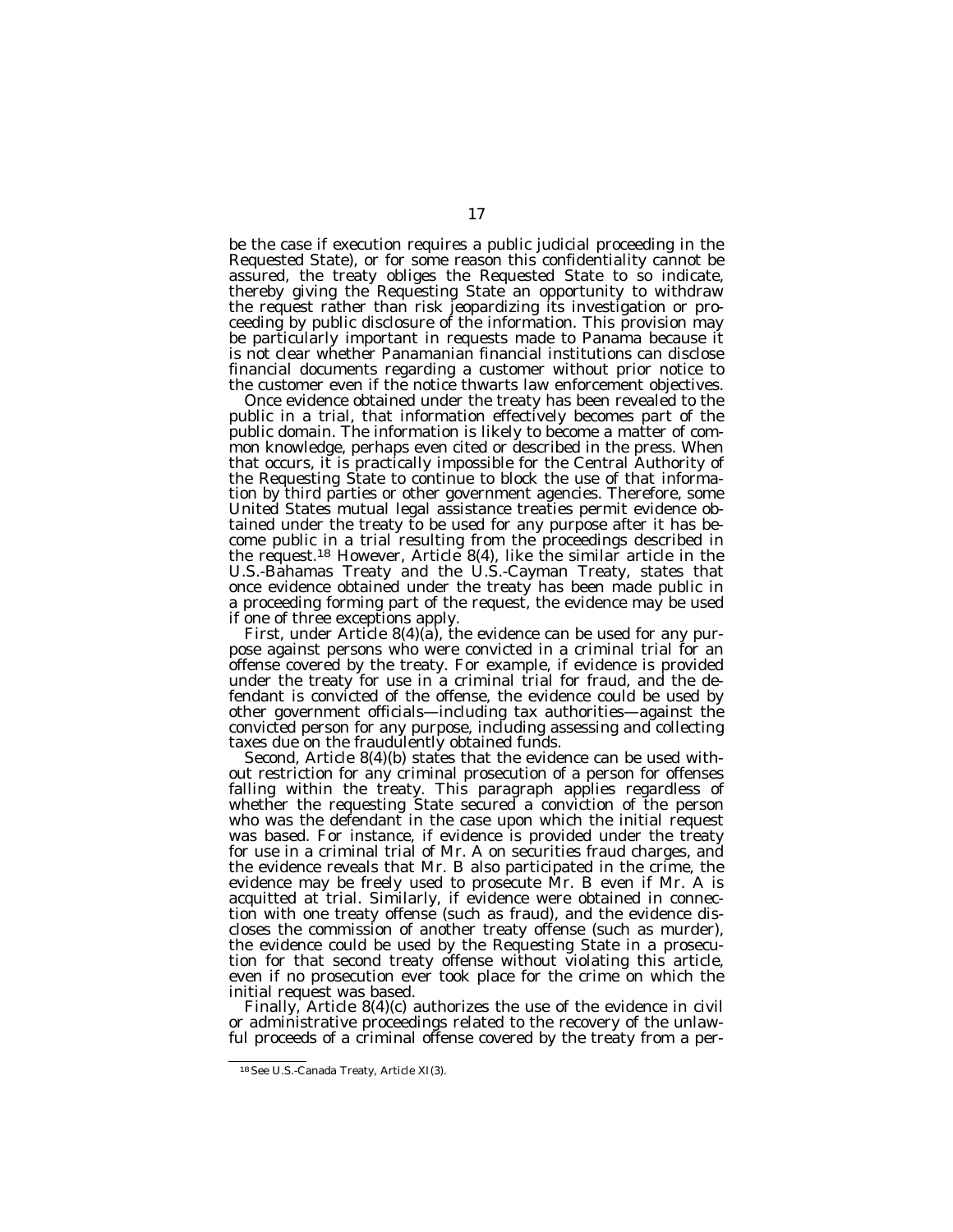be the case if execution requires a public judicial proceeding in the Requested State), or for some reason this confidentiality cannot be assured, the treaty obliges the Requested State to so indicate, thereby giving the Requesting State an opportunity to withdraw the request rather than risk jeopardizing its investigation or proceeding by public disclosure of the information. This provision may be particularly important in requests made to Panama because it is not clear whether Panamanian financial institutions can disclose financial documents regarding a customer without prior notice to the customer even if the notice thwarts law enforcement objectives.

Once evidence obtained under the treaty has been revealed to the public in a trial, that information effectively becomes part of the public domain. The information is likely to become a matter of common knowledge, perhaps even cited or described in the press. When that occurs, it is practically impossible for the Central Authority of the Requesting State to continue to block the use of that information by third parties or other government agencies. Therefore, some United States mutual legal assistance treaties permit evidence obtained under the treaty to be used for any purpose after it has become public in a trial resulting from the proceedings described in the request.[18] However, Article 8(4), like the similar article in the U.S.-Bahamas Treaty and the U.S.-Cayman Treaty, states that once evidence obtained under the treaty has been made public in a proceeding forming part of the request, the evidence may be used if one of three exceptions apply.

First, under Article 8(4)(a), the evidence can be used for any purpose against persons who were convicted in a criminal trial for an offense covered by the treaty. For example, if evidence is provided under the treaty for use in a criminal trial for fraud, and the defendant is convicted of the offense, the evidence could be used by other government officials—including tax authorities—against the convicted person for any purpose, including assessing and collecting taxes due on the fraudulently obtained funds.

Second, Article 8(4)(b) states that the evidence can be used without restriction for any criminal prosecution of a person for offenses falling within the treaty. This paragraph applies regardless of whether the requesting State secured a conviction of the person who was the defendant in the case upon which the initial request was based. For instance, if evidence is provided under the treaty for use in a criminal trial of Mr. A on securities fraud charges, and the evidence reveals that Mr. B also participated in the crime, the evidence may be freely used to prosecute Mr. B even if Mr. A is acquitted at trial. Similarly, if evidence were obtained in connection with one treaty offense (such as fraud), and the evidence discloses the commission of another treaty offense (such as murder), the evidence could be used by the Requesting State in a prosecution for that second treaty offense without violating this article, even if no prosecution ever took place for the crime on which the initial request was based.

Finally, Article 8(4)(c) authorizes the use of the evidence in civil or administrative proceedings related to the recovery of the unlawful proceeds of a criminal offense covered by the treaty from a per-

[18] See U.S.-Canada Treaty, Article XI(3).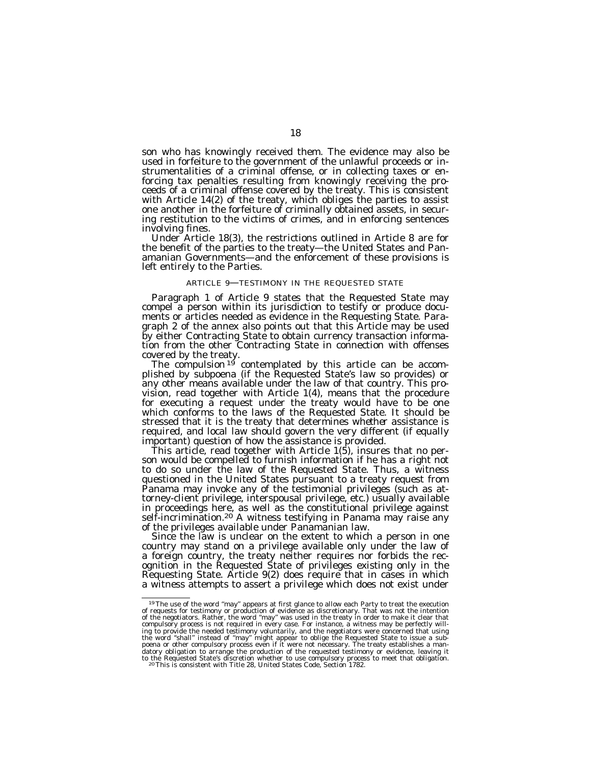son who has knowingly received them. The evidence may also be used in forfeiture to the government of the unlawful proceeds or instrumentalities of a criminal offense, or in collecting taxes or enforcing tax penalties resulting from knowingly receiving the proceeds of a criminal offense covered by the treaty. This is consistent with Article 14(2) of the treaty, which obliges the parties to assist one another in the forfeiture of criminally obtained assets, in securing restitution to the victims of crimes, and in enforcing sentences involving fines.

Under Article 18(3), the restrictions outlined in Article 8 are for the benefit of the parties to the treaty—the United States and Panamanian Governments—and the enforcement of these provisions is left entirely to the Parties.

### ARTICLE 9—TESTIMONY IN THE REQUESTED STATE

Paragraph 1 of Article 9 states that the Requested State may compel a person within its jurisdiction to testify or produce documents or articles needed as evidence in the Requesting State. Paragraph 2 of the annex also points out that this Article may be used by either Contracting State to obtain currency transaction information from the other Contracting State in connection with offenses covered by the treaty.

The compulsion[19] contemplated by this article can be accomplished by subpoena (if the Requested State's law so provides) or any other means available under the law of that country. This provision, read together with Article 1(4), means that the procedure for executing a request under the treaty would have to be one which conforms to the laws of the Requested State. It should be stressed that it is the treaty that determines *whether* assistance is required, and local law should govern the very different (if equally important) question of how the assistance is provided.

This article, read together with Article 1(5), insures that no person would be compelled to furnish information if he has a right not to do so under the law of the Requested State. Thus, a witness questioned in the United States pursuant to a treaty request from Panama may invoke any of the testimonial privileges (such as attorney-client privilege, interspousal privilege, etc.) usually available in proceedings here, as well as the constitutional privilege against self-incrimination.[20] A witness testifying in Panama may raise any of the privileges available under Panamanian law.

Since the law is unclear on the extent to which a person in one country may stand on a privilege available only under the law of a foreign country, the treaty neither requires nor forbids the recognition in the Requested State of privileges existing only in the Requesting State. Article 9(2) does require that in cases in which a witness attempts to assert a privilege which does not exist under

---

[19] The use of the word "may" appears at first glance to allow each Party to treat the execution of requests for testimony or production of evidence as discretionary. That was not the intention of the negotiators. Rather, the word "may" was used in the treaty in order to make it clear that compulsory process is not required in every case. For instance, a witness may be perfectly willing to provide the needed testimony voluntarily, and the negotiators were concerned that using the word "shall" instead of "may" might appear to oblige the Requested State to issue a subpoena or other compulsory process even if it were not necessary. The treaty establishes a mandatory obligation to arrange the production of the requested testimony or evidence, leaving it to the Requested State's discretion whether to use compulsory process to meet that obligation.

[20] This is consistent with Title 28, United States Code, Section 1782.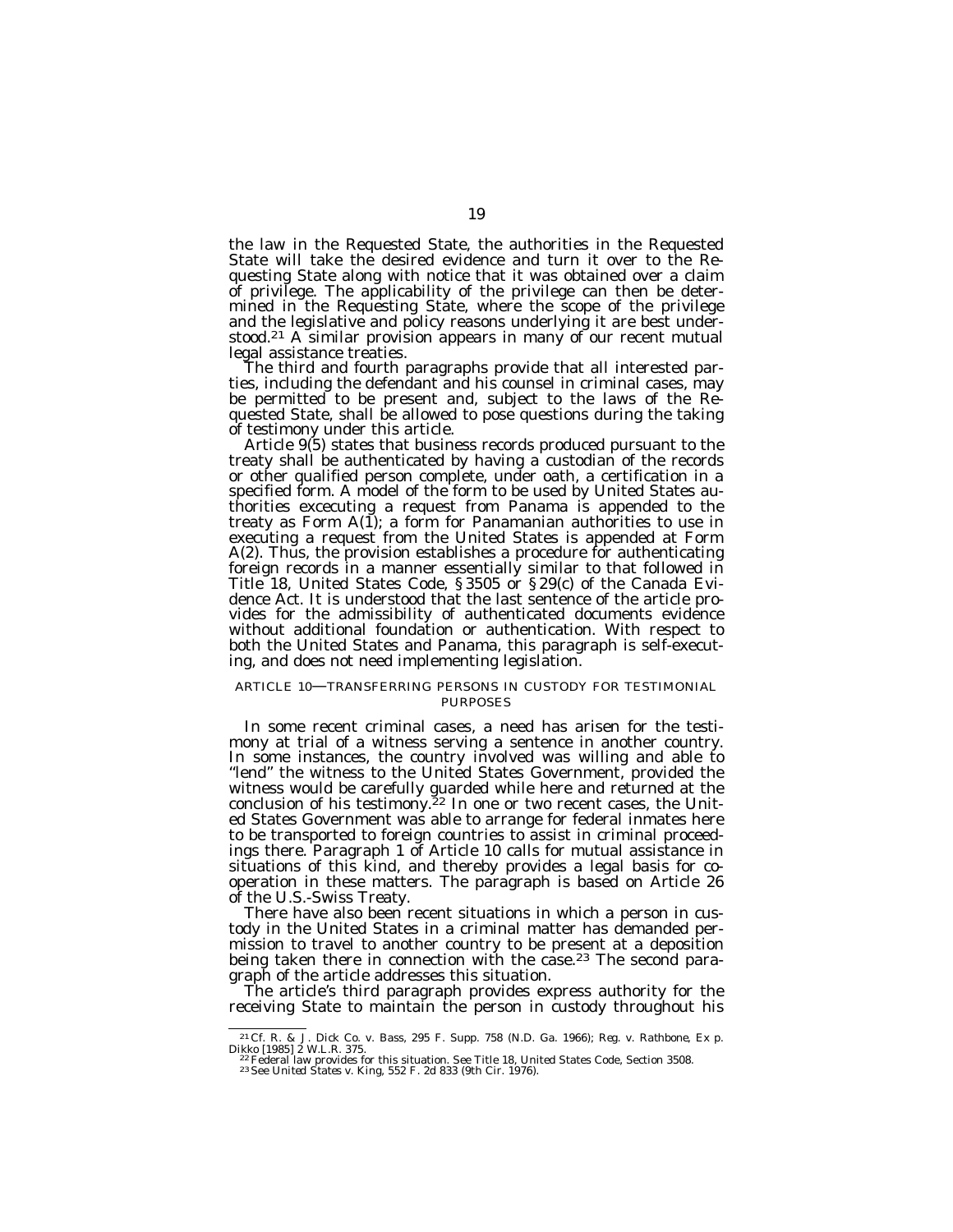the law in the Requested State, the authorities in the Requested State will take the desired evidence and turn it over to the Requesting State along with notice that it was obtained over a claim of privilege. The applicability of the privilege can then be determined in the Requesting State, where the scope of the privilege and the legislative and policy reasons underlying it are best understood.[21] A similar provision appears in many of our recent mutual legal assistance treaties.

The third and fourth paragraphs provide that all interested parties, including the defendant and his counsel in criminal cases, may be permitted to be present and, subject to the laws of the Requested State, shall be allowed to pose questions during the taking of testimony under this article.

Article 9(5) states that business records produced pursuant to the treaty shall be authenticated by having a custodian of the records or other qualified person complete, under oath, a certification in a specified form. A model of the form to be used by United States authorities excecuting a request from Panama is appended to the treaty as Form A(1); a form for Panamanian authorities to use in executing a request from the United States is appended at Form A(2). Thus, the provision establishes a procedure for authenticating foreign records in a manner essentially similar to that followed in Title 18, United States Code, § 3505 or § 29(c) of the Canada Evidence Act. It is understood that the last sentence of the article provides for the admissibility of authenticated documents evidence without additional foundation or authentication. With respect to both the United States and Panama, this paragraph is self-executing, and does not need implementing legislation.

## ARTICLE 10—TRANSFERRING PERSONS IN CUSTODY FOR TESTIMONIAL PURPOSES

In some recent criminal cases, a need has arisen for the testimony at trial of a witness serving a sentence in another country. In some instances, the country involved was willing and able to "lend" the witness to the United States Government, provided the witness would be carefully guarded while here and returned at the conclusion of his testimony.[22] In one or two recent cases, the United States Government was able to arrange for federal inmates here to be transported to foreign countries to assist in criminal proceedings there. Paragraph 1 of Article 10 calls for mutual assistance in situations of this kind, and thereby provides a legal basis for cooperation in these matters. The paragraph is based on Article 26 of the U.S.-Swiss Treaty.

There have also been recent situations in which a person in custody in the United States in a criminal matter has demanded permission to travel to another country to be present at a deposition being taken there in connection with the case.[23] The second paragraph of the article addresses this situation.

The article's third paragraph provides express authority for the receiving State to maintain the person in custody throughout his

---

[21] Cf. *R. & J. Dick Co. v. Bass*, 295 F. Supp. 758 (N.D. Ga. 1966); *Reg. v. Rathbone, Ex p. Dikko* [1985] 2 W.L.R. 375.

[22] Federal law provides for this situation. See Title 18, United States Code, Section 3508.

[23] See *United States v. King*, 552 F. 2d 833 (9th Cir. 1976).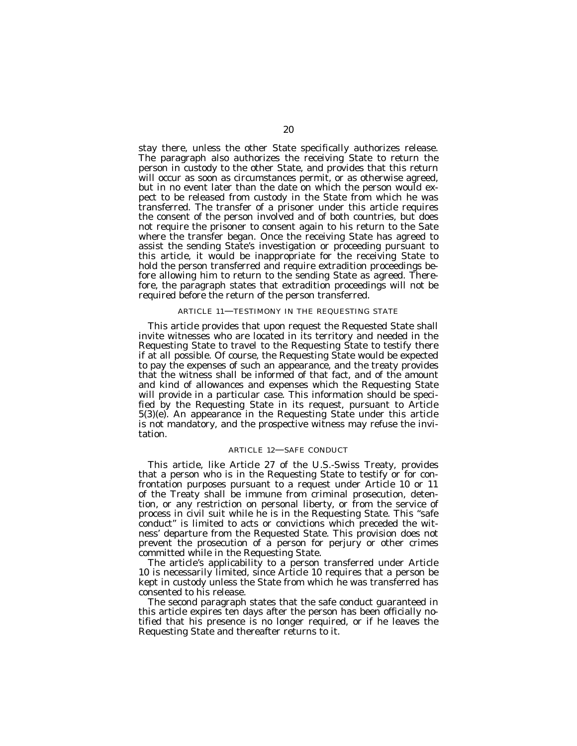stay there, unless the other State specifically authorizes release. The paragraph also authorizes the receiving State to return the person in custody to the other State, and provides that this return will occur as soon as circumstances permit, or as otherwise agreed, but in no event later than the date on which the person would expect to be released from custody in the State from which he was transferred. The transfer of a prisoner under this article requires the consent of the person involved and of both countries, but does not require the prisoner to consent again to his return to the Sate where the transfer began. Once the receiving State has agreed to assist the sending State's investigation or proceeding pursuant to this article, it would be inappropriate for the receiving State to hold the person transferred and require extradition proceedings before allowing him to return to the sending State as agreed. Therefore, the paragraph states that extradition proceedings will not be required before the return of the person transferred.

### ARTICLE 11—TESTIMONY IN THE REQUESTING STATE

This article provides that upon request the Requested State shall invite witnesses who are located in its territory and needed in the Requesting State to travel to the Requesting State to testify there if at all possible. Of course, the Requesting State would be expected to pay the expenses of such an appearance, and the treaty provides that the witness shall be informed of that fact, and of the amount and kind of allowances and expenses which the Requesting State will provide in a particular case. This information should be specified by the Requesting State in its request, pursuant to Article 5(3)(e). An appearance in the Requesting State under this article is not mandatory, and the prospective witness may refuse the invitation.

### ARTICLE 12—SAFE CONDUCT

This article, like Article 27 of the U.S.-Swiss Treaty, provides that a person who is in the Requesting State to testify or for confrontation purposes pursuant to a request under Article 10 or 11 of the Treaty shall be immune from criminal prosecution, detention, or any restriction on personal liberty, or from the service of process in civil suit while he is in the Requesting State. This "safe conduct" is limited to acts or convictions which preceded the witness' departure from the Requested State. This provision does not prevent the prosecution of a person for perjury or other crimes committed while in the Requesting State.

The article's applicability to a person transferred under Article 10 is necessarily limited, since Article 10 requires that a person be kept in custody unless the State from which he was transferred has consented to his release.

The second paragraph states that the safe conduct guaranteed in this article expires ten days after the person has been officially notified that his presence is no longer required, or if he leaves the Requesting State and thereafter returns to it.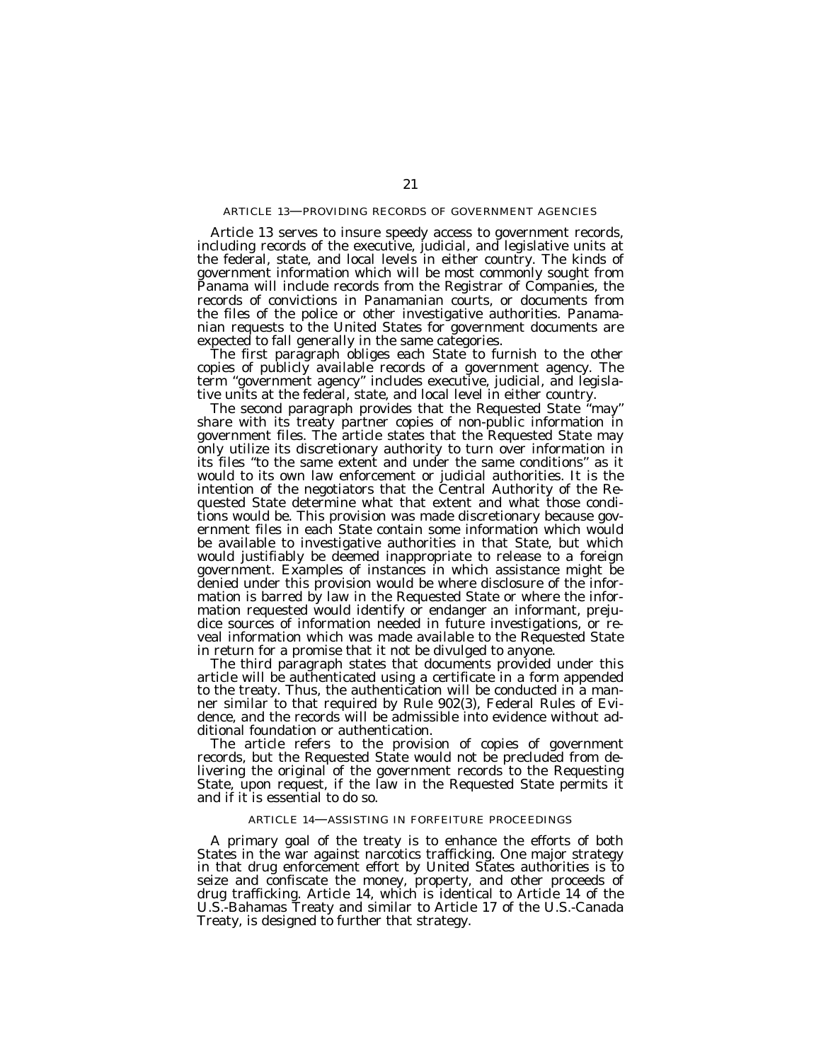### ARTICLE 13—PROVIDING RECORDS OF GOVERNMENT AGENCIES

Article 13 serves to insure speedy access to government records, including records of the executive, judicial, and legislative units at the federal, state, and local levels in either country. The kinds of government information which will be most commonly sought from Panama will include records from the Registrar of Companies, the records of convictions in Panamanian courts, or documents from the files of the police or other investigative authorities. Panamanian requests to the United States for government documents are expected to fall generally in the same categories.

The first paragraph obliges each State to furnish to the other copies of publicly available records of a government agency. The term "government agency" includes executive, judicial, and legislative units at the federal, state, and local level in either country.

The second paragraph provides that the Requested State "may" share with its treaty partner copies of non-public information in government files. The article states that the Requested State may only utilize its discretionary authority to turn over information in its files "to the same extent and under the same conditions" as it would to its own law enforcement or judicial authorities. It is the intention of the negotiators that the Central Authority of the Requested State determine what that extent and what those conditions would be. This provision was made discretionary because government files in each State contain some information which would be available to investigative authorities in that State, but which would justifiably be deemed inappropriate to release to a foreign government. Examples of instances in which assistance might be denied under this provision would be where disclosure of the information is barred by law in the Requested State or where the information requested would identify or endanger an informant, prejudice sources of information needed in future investigations, or reveal information which was made available to the Requested State in return for a promise that it not be divulged to anyone.

The third paragraph states that documents provided under this article will be authenticated using a certificate in a form appended to the treaty. Thus, the authentication will be conducted in a manner similar to that required by Rule 902(3), Federal Rules of Evidence, and the records will be admissible into evidence without additional foundation or authentication.

The article refers to the provision of copies of government records, but the Requested State would not be precluded from delivering the original of the government records to the Requesting State, upon request, if the law in the Requested State permits it and if it is essential to do so.

### ARTICLE 14—ASSISTING IN FORFEITURE PROCEEDINGS

A primary goal of the treaty is to enhance the efforts of both States in the war against narcotics trafficking. One major strategy in that drug enforcement effort by United States authorities is to seize and confiscate the money, property, and other proceeds of drug trafficking. Article 14, which is identical to Article 14 of the U.S.-Bahamas Treaty and similar to Article 17 of the U.S.-Canada Treaty, is designed to further that strategy.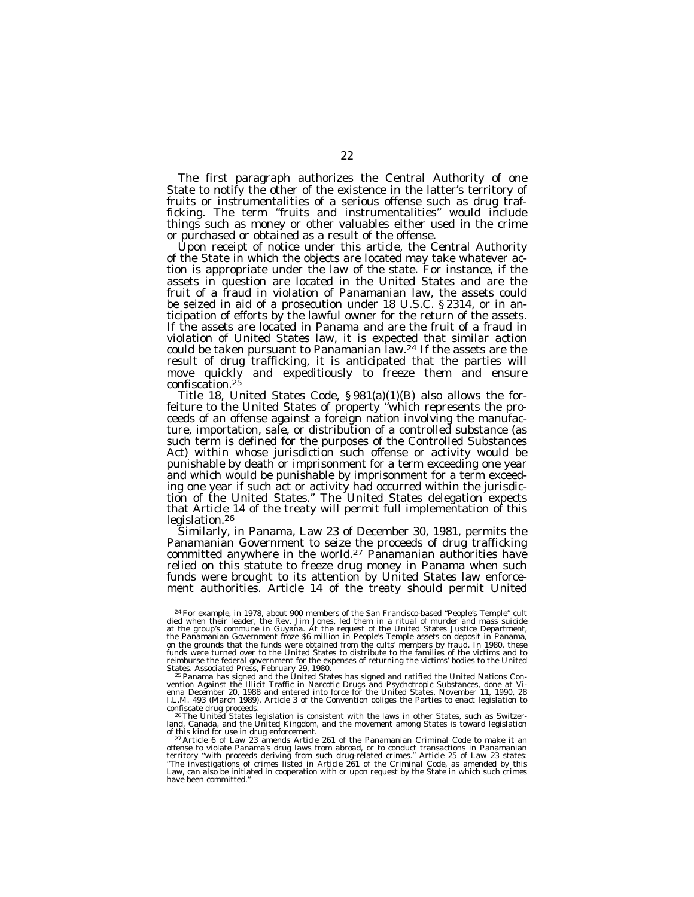The first paragraph authorizes the Central Authority of one State to notify the other of the existence in the latter's territory of fruits or instrumentalities of a serious offense such as drug trafficking. The term "fruits and instrumentalities" would include things such as money or other valuables either used in the crime or purchased or obtained as a result of the offense.

Upon receipt of notice under this article, the Central Authority of the State in which the objects are located may take whatever action is appropriate under the law of the state. For instance, if the assets in question are located in the United States and are the fruit of a fraud in violation of Panamanian law, the assets could be seized in aid of a prosecution under 18 U.S.C. § 2314, or in anticipation of efforts by the lawful owner for the return of the assets. If the assets are located in Panama and are the fruit of a fraud in violation of United States law, it is expected that similar action could be taken pursuant to Panamanian law.[24] If the assets are the result of drug trafficking, it is anticipated that the parties will move quickly and expeditiously to freeze them and ensure confiscation.[25]

Title 18, United States Code, § 981(a)(1)(B) also allows the forfeiture to the United States of property "which represents the proceeds of an offense against a foreign nation involving the manufacture, importation, sale, or distribution of a controlled substance (as such term is defined for the purposes of the Controlled Substances Act) within whose jurisdiction such offense or activity would be punishable by death or imprisonment for a term exceeding one year and which would be punishable by imprisonment for a term exceeding one year if such act or activity had occurred within the jurisdiction of the United States." The United States delegation expects that Article 14 of the treaty will permit full implementation of this legislation.[26]

Similarly, in Panama, Law 23 of December 30, 1981, permits the Panamanian Government to seize the proceeds of drug trafficking committed anywhere in the world.[27] Panamanian authorities have relied on this statute to freeze drug money in Panama when such funds were brought to its attention by United States law enforcement authorities. Article 14 of the treaty should permit United

---

[24] For example, in 1978, about 900 members of the San Francisco-based "People's Temple" cult died when their leader, the Rev. Jim Jones, led them in a ritual of murder and mass suicide at the group's commune in Guyana. At the request of the United States Justice Department, the Panamanian Government froze $6 million in People's Temple assets on deposit in Panama, on the grounds that the funds were obtained from the cults' members by fraud. In 1980, these funds were turned over to the United States to distribute to the families of the victims and to reimburse the federal government for the expenses of returning the victims' bodies to the United States. Associated Press, February 29, 1980.

[25] Panama has signed and the United States has signed and ratified the United Nations Convention Against the Illicit Traffic in Narcotic Drugs and Psychotropic Substances, done at Vienna December 20, 1988 and entered into force for the United States, November 11, 1990, 28 I.L.M. 493 (March 1989). Article 3 of the Convention obliges the Parties to enact legislation to confiscate drug proceeds.

[26] The United States legislation is consistent with the laws in other States, such as Switzerland, Canada, and the United Kingdom, and the movement among States is toward legislation of this kind for use in drug enforcement.

[27] Article 6 of Law 23 amends Article 261 of the Panamanian Criminal Code to make it an offense to violate Panama's drug laws from abroad, or to conduct transactions in Panamanian territory "with proceeds deriving from such drug-related crimes." Article 25 of Law 23 states: "The investigations of crimes listed in Article 261 of the Criminal Code, as amended by this Law, can also be initiated in cooperation with or upon request by the State in which such crimes have been committed."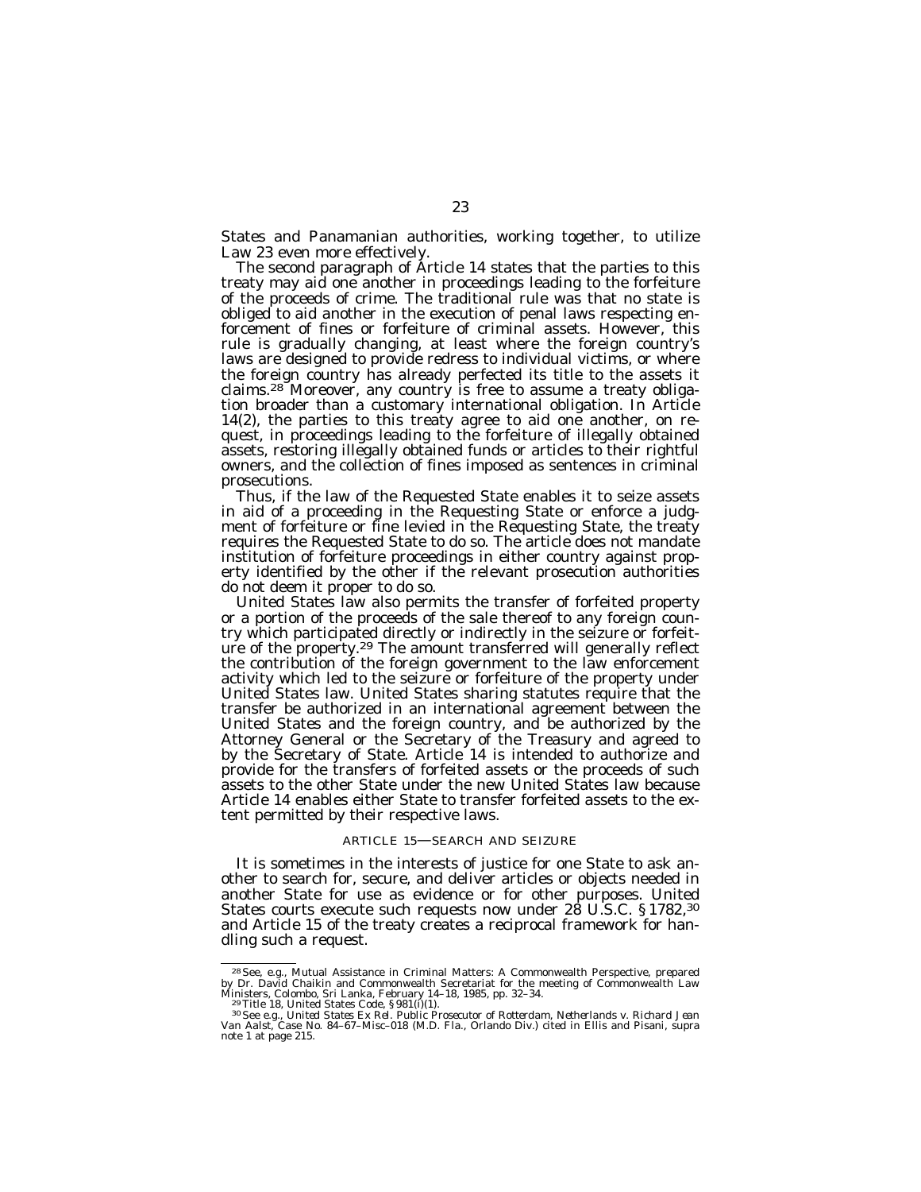States and Panamanian authorities, working together, to utilize Law 23 even more effectively.

The second paragraph of Article 14 states that the parties to this treaty may aid one another in proceedings leading to the forfeiture of the proceeds of crime. The traditional rule was that no state is obliged to aid another in the execution of penal laws respecting enforcement of fines or forfeiture of criminal assets. However, this rule is gradually changing, at least where the foreign country's laws are designed to provide redress to individual victims, or where the foreign country has already perfected its title to the assets it claims.[28] Moreover, any country is free to assume a treaty obligation broader than a customary international obligation. In Article 14(2), the parties to this treaty agree to aid one another, on request, in proceedings leading to the forfeiture of illegally obtained assets, restoring illegally obtained funds or articles to their rightful owners, and the collection of fines imposed as sentences in criminal prosecutions.

Thus, if the law of the Requested State enables it to seize assets in aid of a proceeding in the Requesting State or enforce a judgment of forfeiture or fine levied in the Requesting State, the treaty requires the Requested State to do so. The article does not mandate institution of forfeiture proceedings in either country against property identified by the other if the relevant prosecution authorities do not deem it proper to do so.

United States law also permits the transfer of forfeited property or a portion of the proceeds of the sale thereof to any foreign country which participated directly or indirectly in the seizure or forfeiture of the property.[29] The amount transferred will generally reflect the contribution of the foreign government to the law enforcement activity which led to the seizure or forfeiture of the property under United States law. United States sharing statutes require that the transfer be authorized in an international agreement between the United States and the foreign country, and be authorized by the Attorney General or the Secretary of the Treasury and agreed to by the Secretary of State. Article 14 is intended to authorize and provide for the transfers of forfeited assets or the proceeds of such assets to the other State under the new United States law because Article 14 enables either State to transfer forfeited assets to the extent permitted by their respective laws.

### ARTICLE 15—SEARCH AND SEIZURE

It is sometimes in the interests of justice for one State to ask another to search for, secure, and deliver articles or objects needed in another State for use as evidence or for other purposes. United States courts execute such requests now under 28 U.S.C. § 1782,[30] and Article 15 of the treaty creates a reciprocal framework for handling such a request.

---

[28] *See, e.g.*, Mutual Assistance in Criminal Matters: A Commonwealth Perspective, prepared by Dr. David Chaikin and Commonwealth Secretariat for the meeting of Commonwealth Law Ministers, Colombo, Sri Lanka, February 14–18, 1985, pp. 32–34.

[29] Title 18, United States Code, § 981(i)(1).

[30] *See e.g.*, *United States Ex Rel. Public Prosecutor of Rotterdam, Netherlands v. Richard Jean Van Aalst*, Case No. 84–67–Misc–018 (M.D. Fla., Orlando Div.) *cited in* Ellis and Pisani, *supra* note 1 at page 215.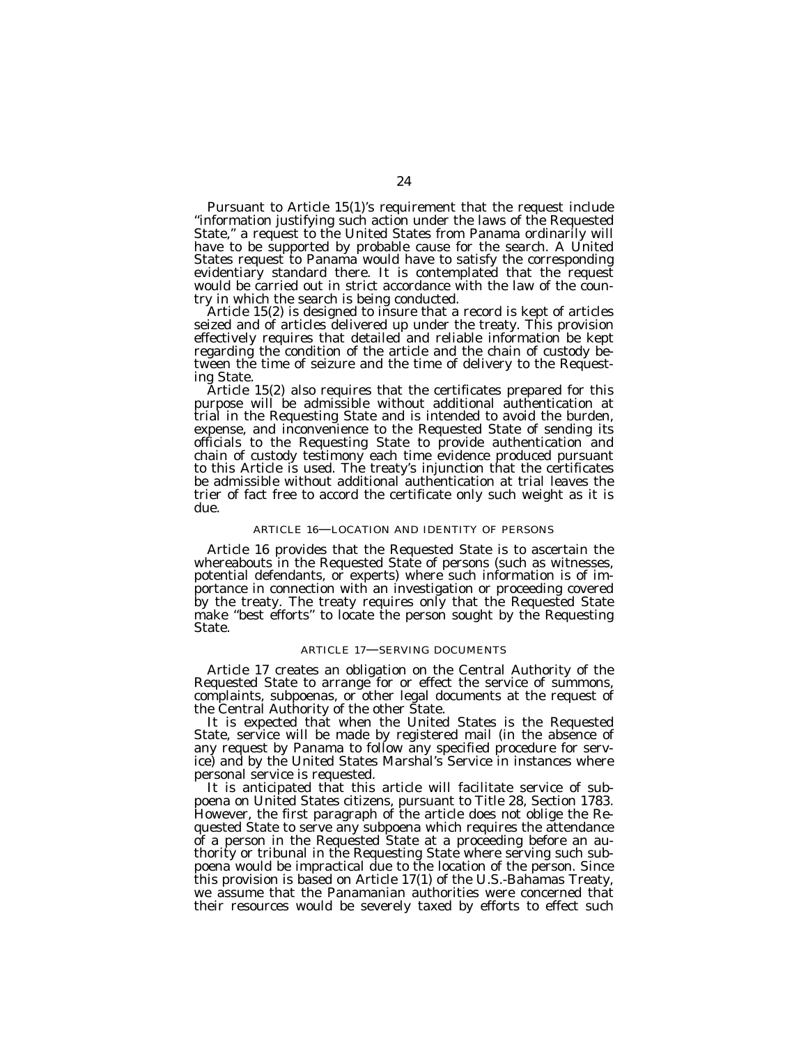Pursuant to Article 15(1)'s requirement that the request include "information justifying such action under the laws of the Requested State," a request to the United States from Panama ordinarily will have to be supported by probable cause for the search. A United States request to Panama would have to satisfy the corresponding evidentiary standard there. It is contemplated that the request would be carried out in strict accordance with the law of the country in which the search is being conducted.

Article 15(2) is designed to insure that a record is kept of articles seized and of articles delivered up under the treaty. This provision effectively requires that detailed and reliable information be kept regarding the condition of the article and the chain of custody between the time of seizure and the time of delivery to the Requesting State.

Article 15(2) also requires that the certificates prepared for this purpose will be admissible without additional authentication at trial in the Requesting State and is intended to avoid the burden, expense, and inconvenience to the Requested State of sending its officials to the Requesting State to provide authentication and chain of custody testimony each time evidence produced pursuant to this Article is used. The treaty's injunction that the certificates be admissible without additional authentication at trial leaves the trier of fact free to accord the certificate only such weight as it is due.

### ARTICLE 16—LOCATION AND IDENTITY OF PERSONS

Article 16 provides that the Requested State is to ascertain the whereabouts in the Requested State of persons (such as witnesses, potential defendants, or experts) where such information is of importance in connection with an investigation or proceeding covered by the treaty. The treaty requires only that the Requested State make "best efforts" to locate the person sought by the Requesting State.

### ARTICLE 17—SERVING DOCUMENTS

Article 17 creates an obligation on the Central Authority of the Requested State to arrange for or effect the service of summons, complaints, subpoenas, or other legal documents at the request of the Central Authority of the other State.

It is expected that when the United States is the Requested State, service will be made by registered mail (in the absence of any request by Panama to follow any specified procedure for service) and by the United States Marshal's Service in instances where personal service is requested.

It is anticipated that this article will facilitate service of subpoena on United States citizens, pursuant to Title 28, Section 1783. However, the first paragraph of the article does not oblige the Requested State to serve any subpoena which requires the attendance of a person in the Requested State at a proceeding before an authority or tribunal in the Requesting State where serving such subpoena would be impractical due to the location of the person. Since this provision is based on Article 17(1) of the U.S.-Bahamas Treaty, we assume that the Panamanian authorities were concerned that their resources would be severely taxed by efforts to effect such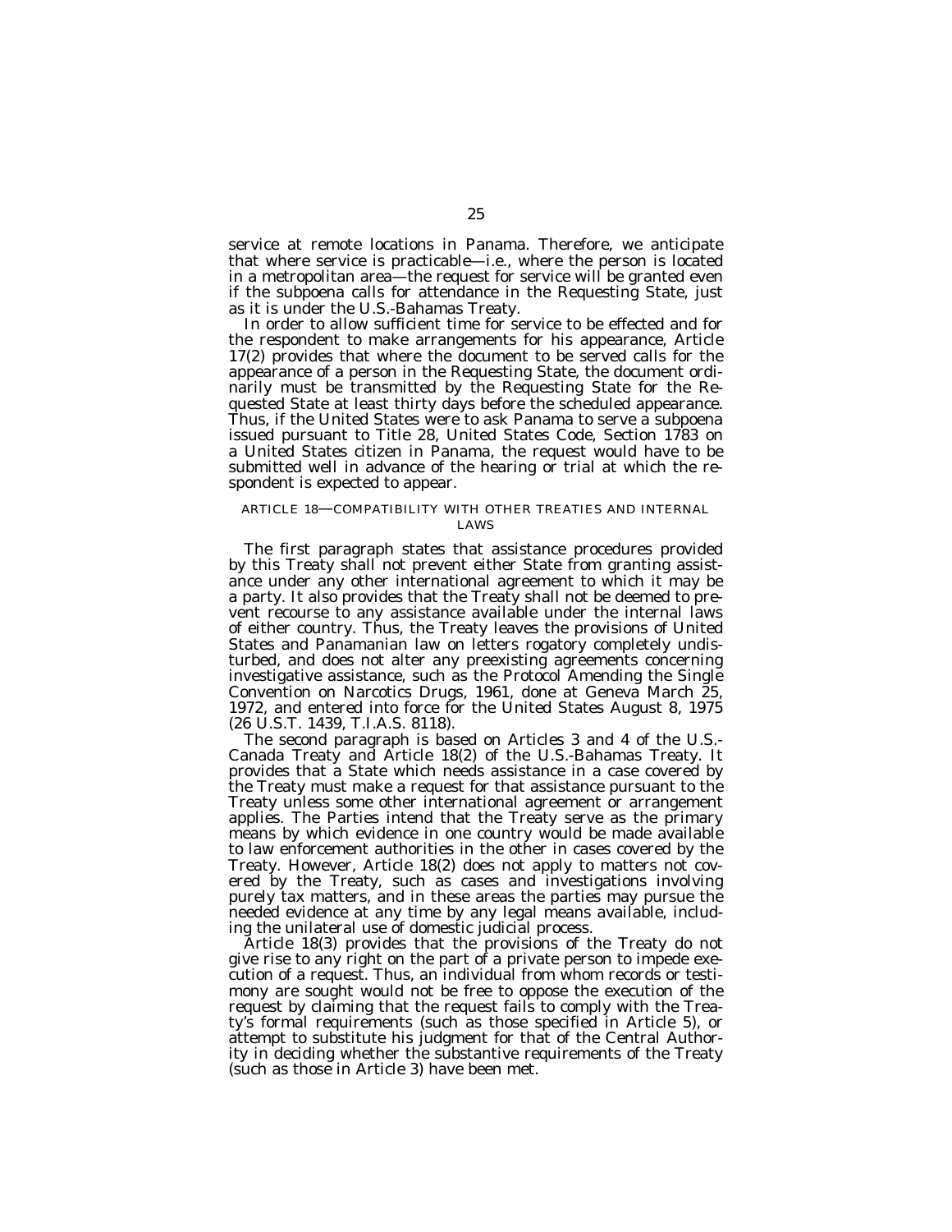service at remote locations in Panama. Therefore, we anticipate that where service is practicable—i.e., where the person is located in a metropolitan area—the request for service will be granted even if the subpoena calls for attendance in the Requesting State, just as it is under the U.S.-Bahamas Treaty.

In order to allow sufficient time for service to be effected and for the respondent to make arrangements for his appearance, Article 17(2) provides that where the document to be served calls for the appearance of a person in the Requesting State, the document ordinarily must be transmitted by the Requesting State for the Requested State at least thirty days before the scheduled appearance. Thus, if the United States were to ask Panama to serve a subpoena issued pursuant to Title 28, United States Code, Section 1783 on a United States citizen in Panama, the request would have to be submitted well in advance of the hearing or trial at which the respondent is expected to appear.

### ARTICLE 18—COMPATIBILITY WITH OTHER TREATIES AND INTERNAL LAWS

The first paragraph states that assistance procedures provided by this Treaty shall not prevent either State from granting assistance under any other international agreement to which it may be a party. It also provides that the Treaty shall not be deemed to prevent recourse to any assistance available under the internal laws of either country. Thus, the Treaty leaves the provisions of United States and Panamanian law on letters rogatory completely undisturbed, and does not alter any preexisting agreements concerning investigative assistance, such as the Protocol Amending the Single Convention on Narcotics Drugs, 1961, done at Geneva March 25, 1972, and entered into force for the United States August 8, 1975 (26 U.S.T. 1439, T.I.A.S. 8118).

The second paragraph is based on Articles 3 and 4 of the U.S.-Canada Treaty and Article 18(2) of the U.S.-Bahamas Treaty. It provides that a State which needs assistance in a case covered by the Treaty must make a request for that assistance pursuant to the Treaty unless some other international agreement or arrangement applies. The Parties intend that the Treaty serve as the primary means by which evidence in one country would be made available to law enforcement authorities in the other in cases covered by the Treaty. However, Article 18(2) does not apply to matters not covered by the Treaty, such as cases and investigations involving purely tax matters, and in these areas the parties may pursue the needed evidence at any time by any legal means available, including the unilateral use of domestic judicial process.

Article 18(3) provides that the provisions of the Treaty do not give rise to any right on the part of a private person to impede execution of a request. Thus, an individual from whom records or testimony are sought would not be free to oppose the execution of the request by claiming that the request fails to comply with the Treaty's formal requirements (such as those specified in Article 5), or attempt to substitute his judgment for that of the Central Authority in deciding whether the substantive requirements of the Treaty (such as those in Article 3) have been met.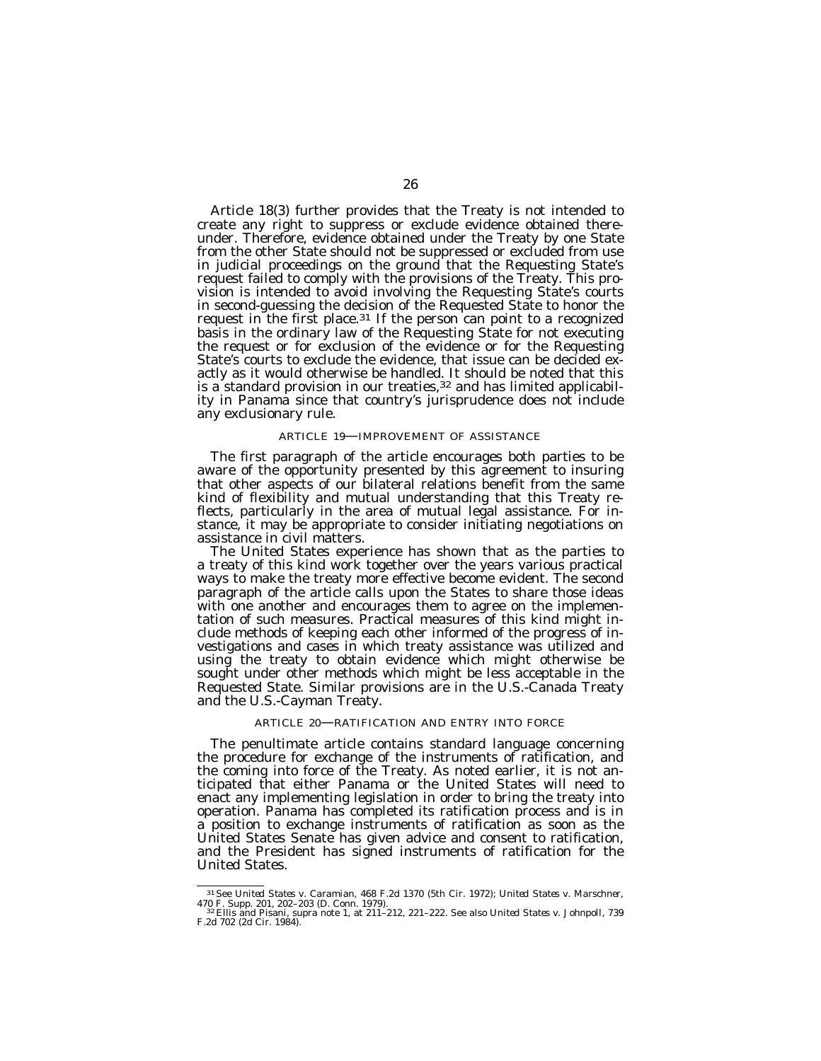Article 18(3) further provides that the Treaty is not intended to create any right to suppress or exclude evidence obtained thereunder. Therefore, evidence obtained under the Treaty by one State from the other State should not be suppressed or excluded from use in judicial proceedings on the ground that the Requesting State's request failed to comply with the provisions of the Treaty. This provision is intended to avoid involving the Requesting State's courts in second-guessing the decision of the Requested State to honor the request in the first place.[31] If the person can point to a recognized basis in the ordinary law of the Requesting State for not executing the request or for exclusion of the evidence or for the Requesting State's courts to exclude the evidence, that issue can be decided exactly as it would otherwise be handled. It should be noted that this is a standard provision in our treaties,[32] and has limited applicability in Panama since that country's jurisprudence does not include any exclusionary rule.

### ARTICLE 19—IMPROVEMENT OF ASSISTANCE

The first paragraph of the article encourages both parties to be aware of the opportunity presented by this agreement to insuring that other aspects of our bilateral relations benefit from the same kind of flexibility and mutual understanding that this Treaty reflects, particularly in the area of mutual legal assistance. For instance, it may be appropriate to consider initiating negotiations on assistance in civil matters.

The United States experience has shown that as the parties to a treaty of this kind work together over the years various practical ways to make the treaty more effective become evident. The second paragraph of the article calls upon the States to share those ideas with one another and encourages them to agree on the implementation of such measures. Practical measures of this kind might include methods of keeping each other informed of the progress of investigations and cases in which treaty assistance was utilized and using the treaty to obtain evidence which might otherwise be sought under other methods which might be less acceptable in the Requested State. Similar provisions are in the U.S.-Canada Treaty and the U.S.-Cayman Treaty.

### ARTICLE 20—RATIFICATION AND ENTRY INTO FORCE

The penultimate article contains standard language concerning the procedure for exchange of the instruments of ratification, and the coming into force of the Treaty. As noted earlier, it is not anticipated that either Panama or the United States will need to enact any implementing legislation in order to bring the treaty into operation. Panama has completed its ratification process and is in a position to exchange instruments of ratification as soon as the United States Senate has given advice and consent to ratification, and the President has signed instruments of ratification for the United States.

---

[31] *See United States v. Caramian*, 468 F.2d 1370 (5th Cir. 1972); *United States v. Marschner*, 470 F. Supp. 201, 202–203 (D. Conn. 1979).

[32] Ellis and Pisani, supra note 1, at 211–212, 221–222. See also *United States v. Johnpoll*, 739 F.2d 702 (2d Cir. 1984).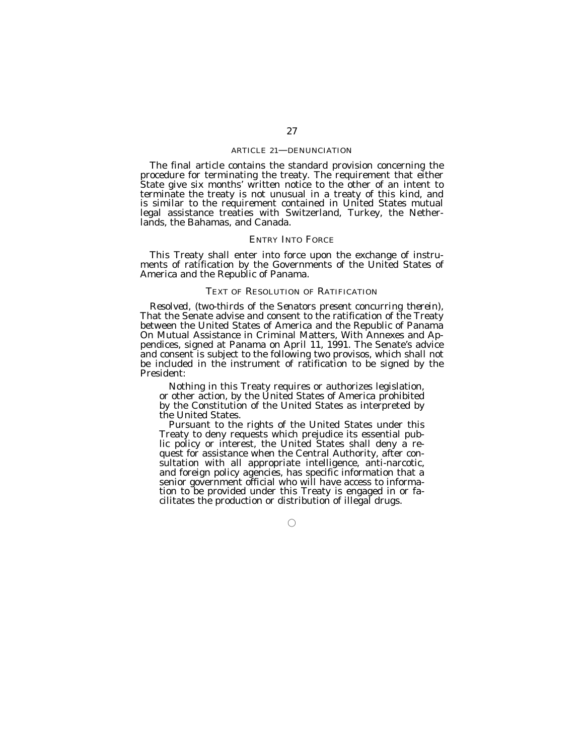### ARTICLE 21—DENUNCIATION

The final article contains the standard provision concerning the procedure for terminating the treaty. The requirement that either State give six months' written notice to the other of an intent to terminate the treaty is not unusual in a treaty of this kind, and is similar to the requirement contained in United States mutual legal assistance treaties with Switzerland, Turkey, the Netherlands, the Bahamas, and Canada.

## ENTRY INTO FORCE

This Treaty shall enter into force upon the exchange of instruments of ratification by the Governments of the United States of America and the Republic of Panama.

## TEXT OF RESOLUTION OF RATIFICATION

*Resolved, (two-thirds of the Senators present concurring therein),* That the Senate advise and consent to the ratification of the Treaty between the United States of America and the Republic of Panama On Mutual Assistance in Criminal Matters, With Annexes and Appendices, signed at Panama on April 11, 1991. The Senate's advice and consent is subject to the following two provisos, which shall not be included in the instrument of ratification to be signed by the President:

> Nothing in this Treaty requires or authorizes legislation, or other action, by the United States of America prohibited by the Constitution of the United States as interpreted by the United States.
>
> Pursuant to the rights of the United States under this Treaty to deny requests which prejudice its essential public policy or interest, the United States shall deny a request for assistance when the Central Authority, after consultation with all appropriate intelligence, anti-narcotic, and foreign policy agencies, has specific information that a senior government official who will have access to information to be provided under this Treaty is engaged in or facilitates the production or distribution of illegal drugs.